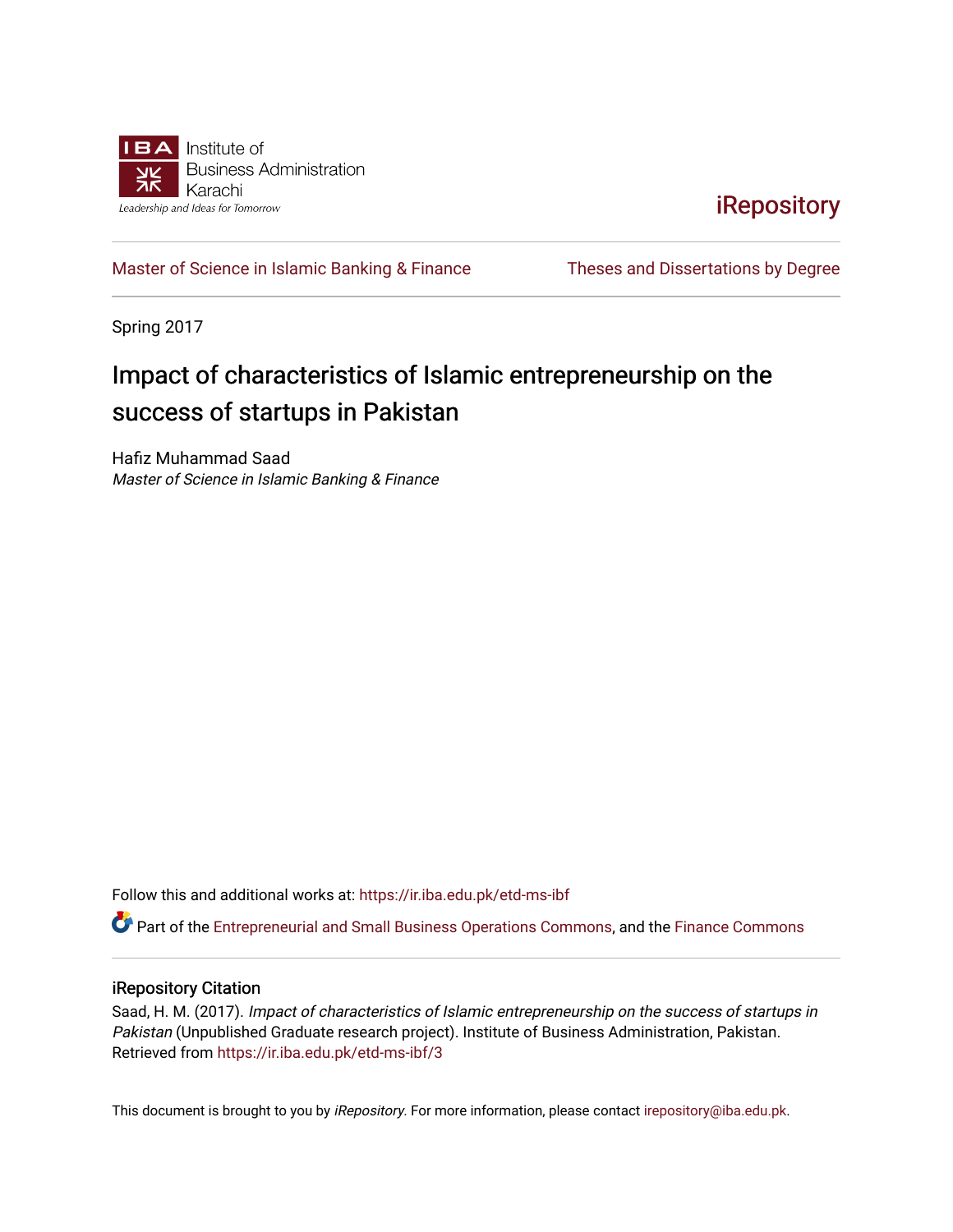Institute of
Business Administration
Karachi
Leadership and Ideas for Tomorrow

iRepository

Master of Science in Islamic Banking & Finance

Theses and Dissertations by Degree

Spring 2017

# Impact of characteristics of Islamic entrepreneurship on the success of startups in Pakistan

Hafiz Muhammad Saad

*Master of Science in Islamic Banking & Finance*

Follow this and additional works at: https://ir.iba.edu.pk/etd-ms-ibf

Part of the Entrepreneurial and Small Business Operations Commons, and the Finance Commons

## iRepository Citation

Saad, H. M. (2017). *Impact of characteristics of Islamic entrepreneurship on the success of startups in Pakistan* (Unpublished Graduate research project). Institute of Business Administration, Pakistan. Retrieved from https://ir.iba.edu.pk/etd-ms-ibf/3

This document is brought to you by *iRepository*. For more information, please contact irepository@iba.edu.pk.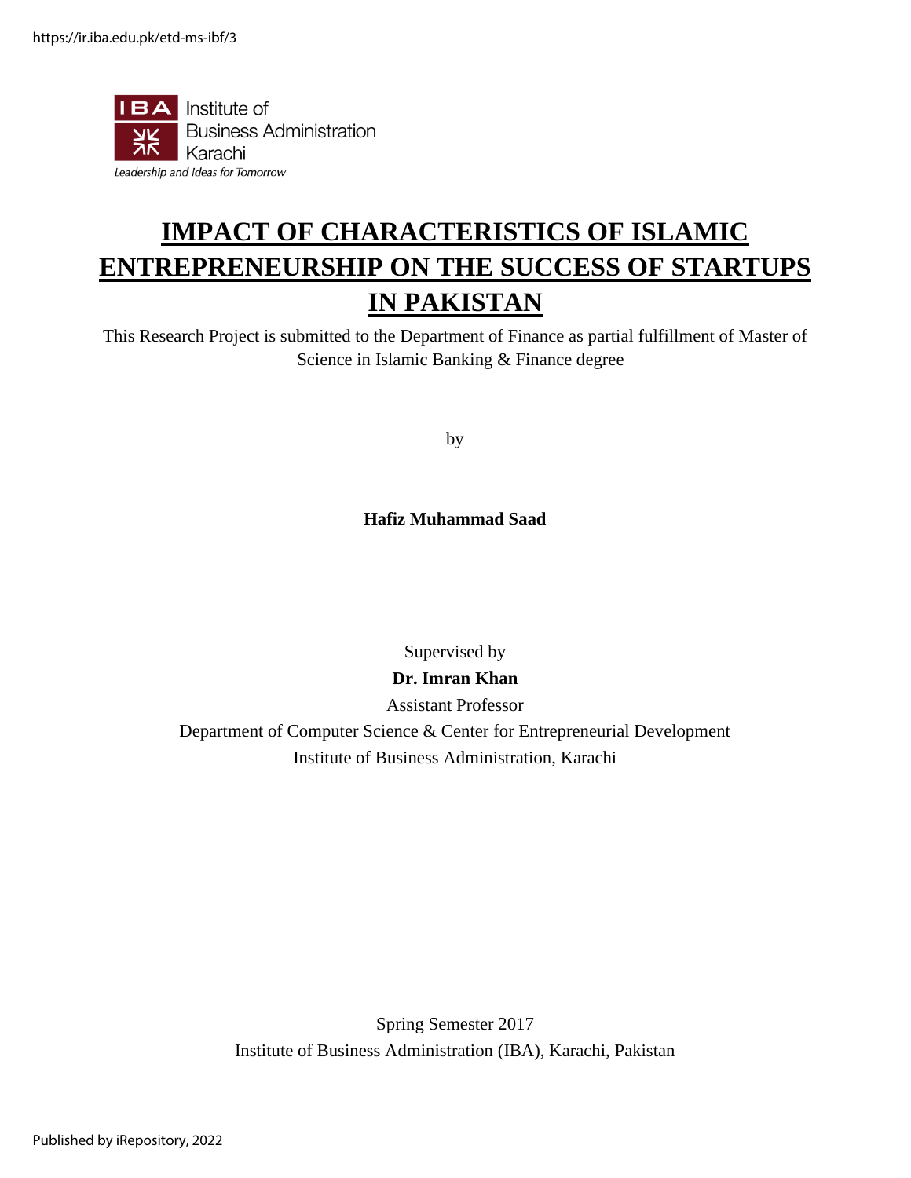https://ir.iba.edu.pk/etd-ms-ibf/3

Institute of Business Administration Karachi

*Leadership and Ideas for Tomorrow*

# IMPACT OF CHARACTERISTICS OF ISLAMIC ENTREPRENEURSHIP ON THE SUCCESS OF STARTUPS IN PAKISTAN

This Research Project is submitted to the Department of Finance as partial fulfillment of Master of Science in Islamic Banking & Finance degree

by

**Hafiz Muhammad Saad**

Supervised by

**Dr. Imran Khan**

Assistant Professor

Department of Computer Science & Center for Entrepreneurial Development

Institute of Business Administration, Karachi

Spring Semester 2017

Institute of Business Administration (IBA), Karachi, Pakistan

Published by iRepository, 2022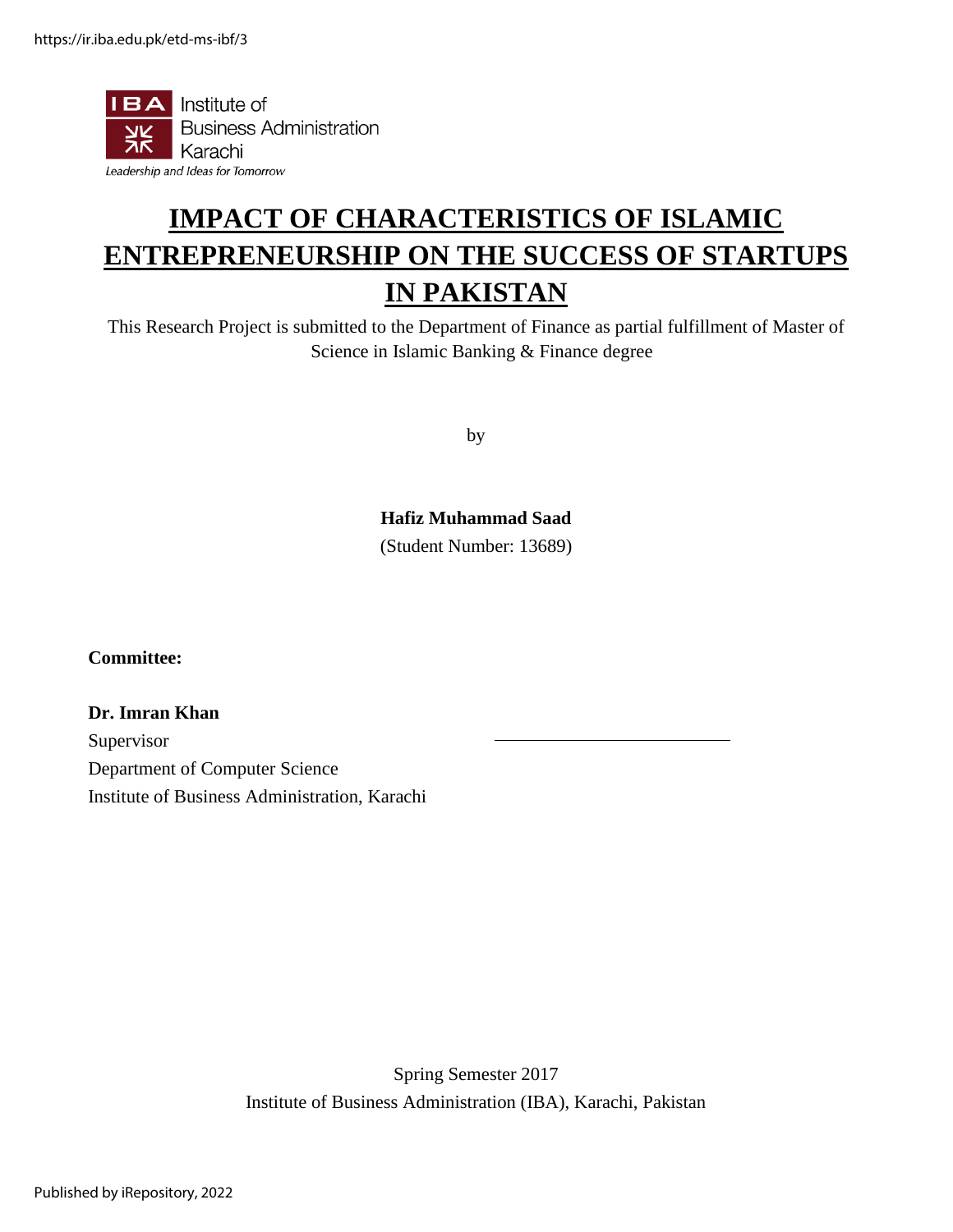IBA Institute of Business Administration Karachi

*Leadership and Ideas for Tomorrow*

# IMPACT OF CHARACTERISTICS OF ISLAMIC ENTREPRENEURSHIP ON THE SUCCESS OF STARTUPS IN PAKISTAN

This Research Project is submitted to the Department of Finance as partial fulfillment of Master of Science in Islamic Banking & Finance degree

by

**Hafiz Muhammad Saad**

(Student Number: 13689)

**Committee:**

**Dr. Imran Khan**
Supervisor
Department of Computer Science
Institute of Business Administration, Karachi

Spring Semester 2017
Institute of Business Administration (IBA), Karachi, Pakistan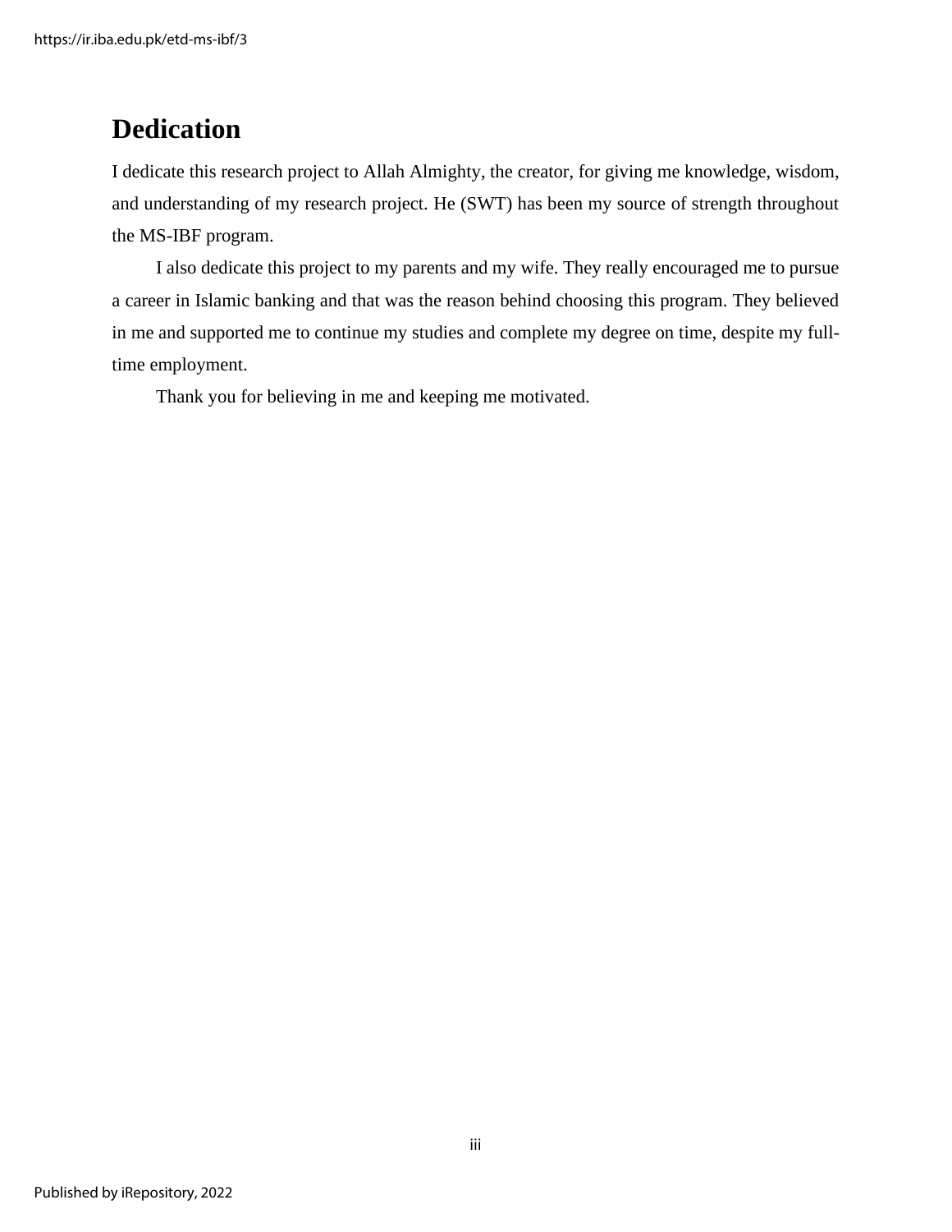# Dedication

I dedicate this research project to Allah Almighty, the creator, for giving me knowledge, wisdom, and understanding of my research project. He (SWT) has been my source of strength throughout the MS-IBF program.

I also dedicate this project to my parents and my wife. They really encouraged me to pursue a career in Islamic banking and that was the reason behind choosing this program. They believed in me and supported me to continue my studies and complete my degree on time, despite my full-time employment.

Thank you for believing in me and keeping me motivated.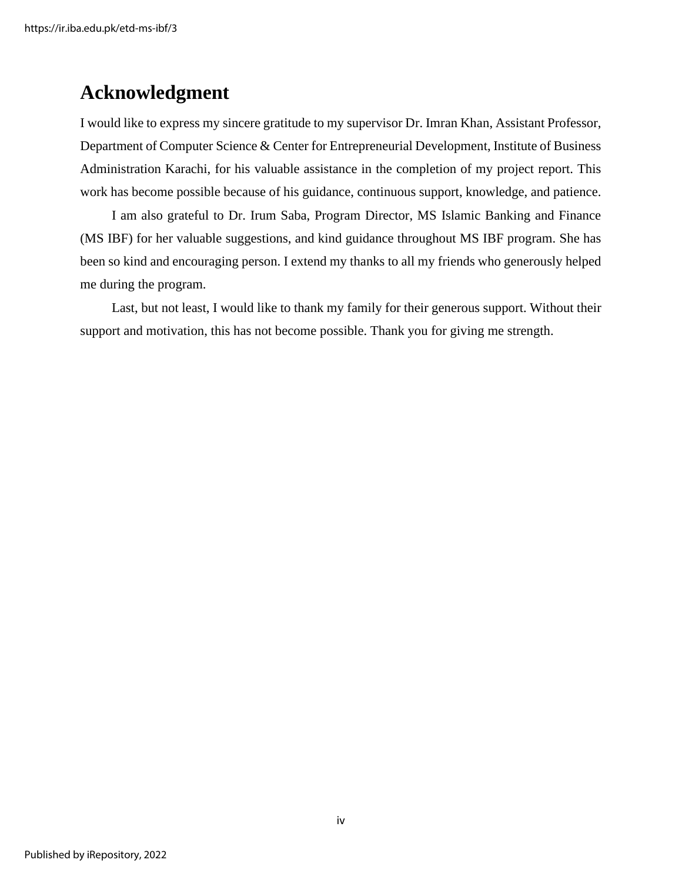# Acknowledgment

I would like to express my sincere gratitude to my supervisor Dr. Imran Khan, Assistant Professor, Department of Computer Science & Center for Entrepreneurial Development, Institute of Business Administration Karachi, for his valuable assistance in the completion of my project report. This work has become possible because of his guidance, continuous support, knowledge, and patience.

I am also grateful to Dr. Irum Saba, Program Director, MS Islamic Banking and Finance (MS IBF) for her valuable suggestions, and kind guidance throughout MS IBF program. She has been so kind and encouraging person. I extend my thanks to all my friends who generously helped me during the program.

Last, but not least, I would like to thank my family for their generous support. Without their support and motivation, this has not become possible. Thank you for giving me strength.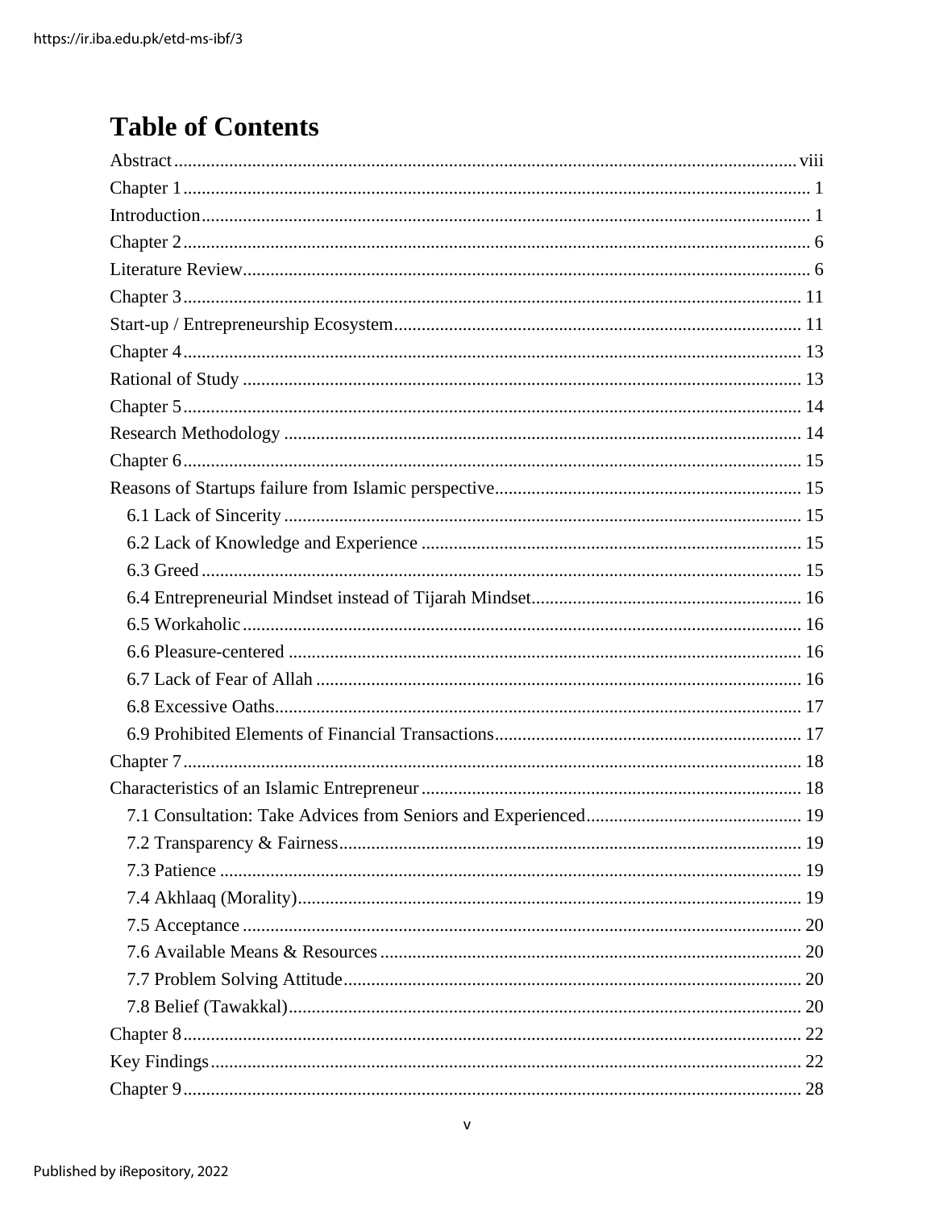# Table of Contents

Abstract ........................................................................................................................ viii
Chapter 1 ........................................................................................................................ 1
Introduction ..................................................................................................................... 1
Chapter 2 ........................................................................................................................ 6
Literature Review ............................................................................................................ 6
Chapter 3 ........................................................................................................................ 11
Start-up / Entrepreneurship Ecosystem ........................................................................ 11
Chapter 4 ........................................................................................................................ 13
Rational of Study ............................................................................................................ 13
Chapter 5 ........................................................................................................................ 14
Research Methodology ................................................................................................... 14
Chapter 6 ........................................................................................................................ 15
Reasons of Startups failure from Islamic perspective .................................................... 15
- 6.1 Lack of Sincerity ..................................................................................................... 15
- 6.2 Lack of Knowledge and Experience ....................................................................... 15
- 6.3 Greed ...................................................................................................................... 15
- 6.4 Entrepreneurial Mindset instead of Tijarah Mindset ............................................. 16
- 6.5 Workaholic .............................................................................................................. 16
- 6.6 Pleasure-centered ................................................................................................... 16
- 6.7 Lack of Fear of Allah .............................................................................................. 16
- 6.8 Excessive Oaths ....................................................................................................... 17
- 6.9 Prohibited Elements of Financial Transactions ...................................................... 17

Chapter 7 ........................................................................................................................ 18
Characteristics of an Islamic Entrepreneur .................................................................... 18
- 7.1 Consultation: Take Advices from Seniors and Experienced ................................... 19
- 7.2 Transparency & Fairness ........................................................................................ 19
- 7.3 Patience .................................................................................................................. 19
- 7.4 Akhlaaq (Morality) .................................................................................................. 19
- 7.5 Acceptance ............................................................................................................. 20
- 7.6 Available Means & Resources ................................................................................ 20
- 7.7 Problem Solving Attitude ........................................................................................ 20
- 7.8 Belief (Tawakkal) .................................................................................................... 20

Chapter 8 ........................................................................................................................ 22
Key Findings ................................................................................................................... 22
Chapter 9 ........................................................................................................................ 28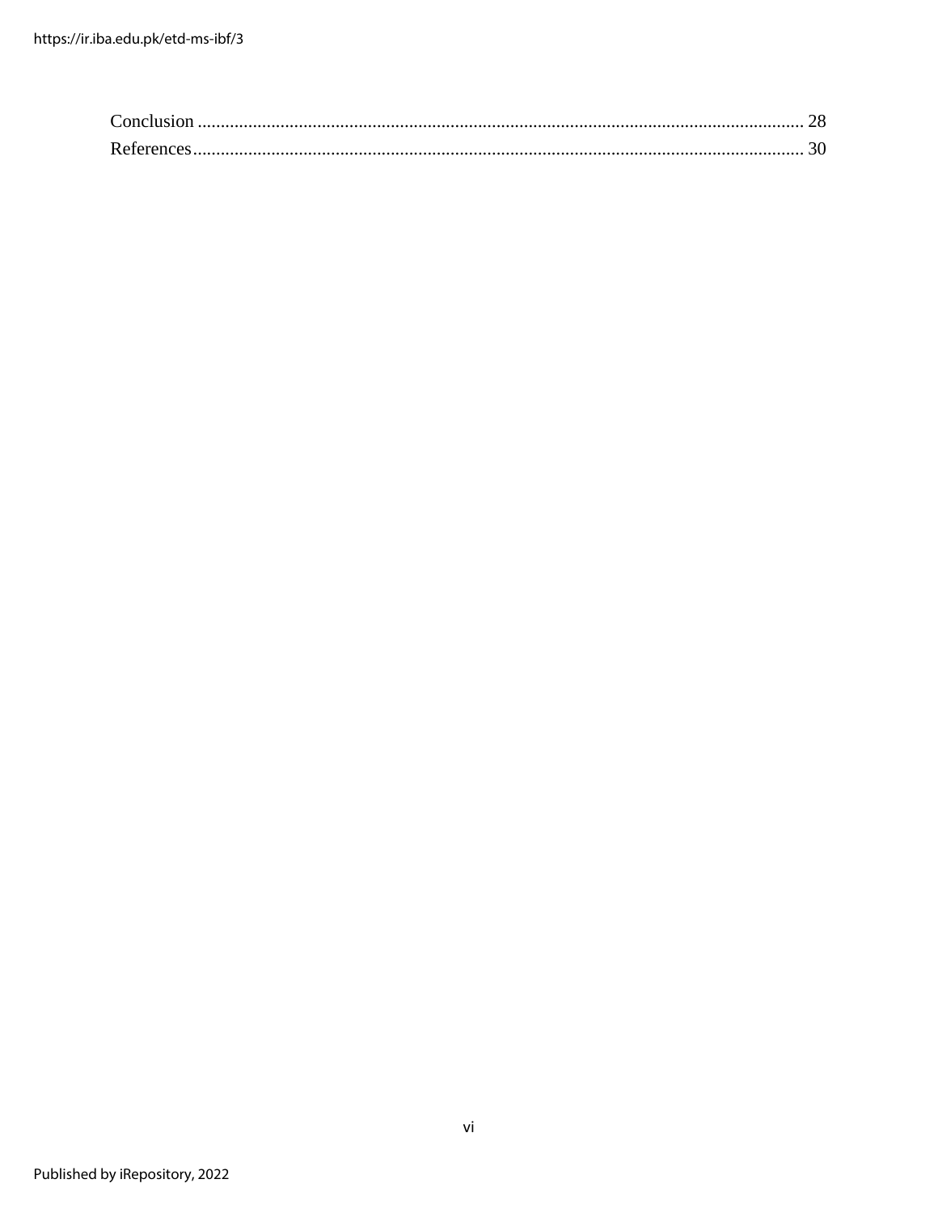Conclusion ..................................................................................................................................... 28
References..................................................................................................................................... 30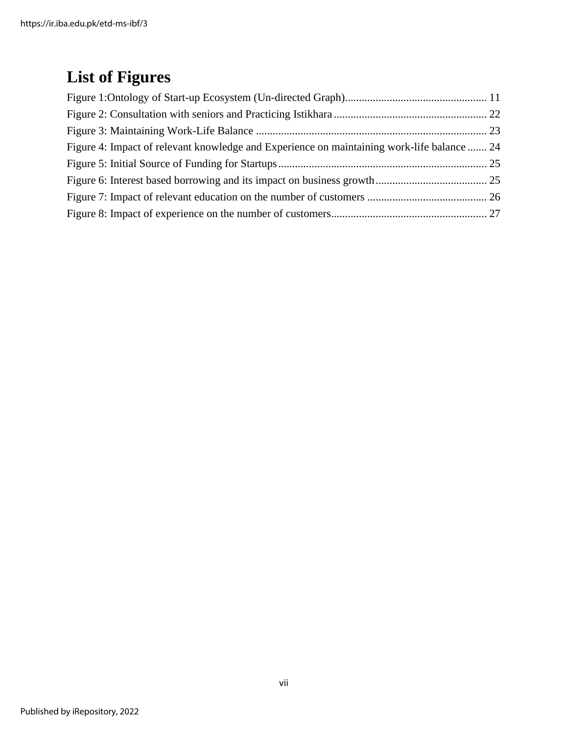# List of Figures

Figure 1:Ontology of Start-up Ecosystem (Un-directed Graph) ................................................... 11
Figure 2: Consultation with seniors and Practicing Istikhara ....................................................... 22
Figure 3: Maintaining Work-Life Balance .................................................................................. 23
Figure 4: Impact of relevant knowledge and Experience on maintaining work-life balance ....... 24
Figure 5: Initial Source of Funding for Startups ........................................................................... 25
Figure 6: Interest based borrowing and its impact on business growth ........................................ 25
Figure 7: Impact of relevant education on the number of customers ........................................... 26
Figure 8: Impact of experience on the number of customers ........................................................ 27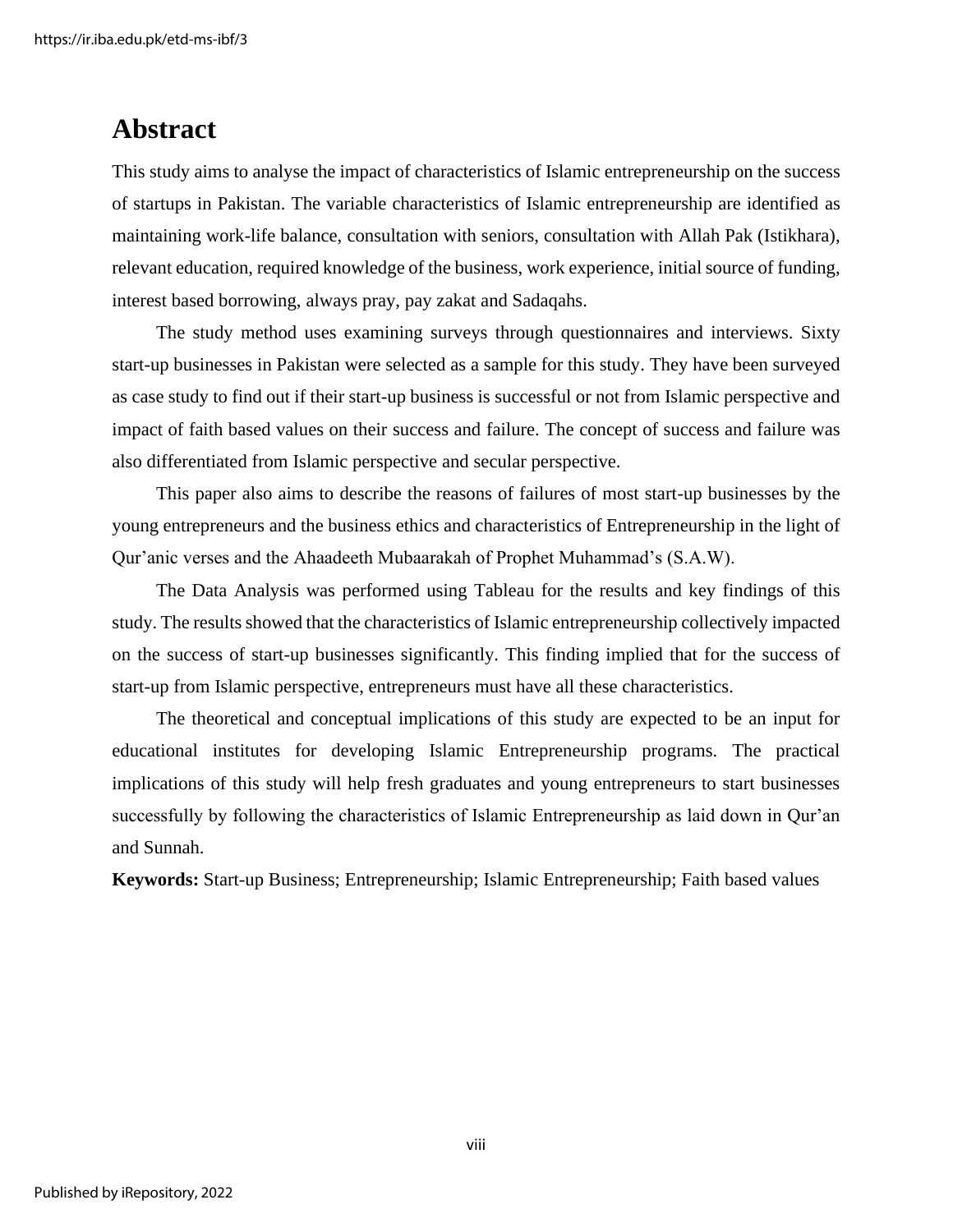# Abstract

This study aims to analyse the impact of characteristics of Islamic entrepreneurship on the success of startups in Pakistan. The variable characteristics of Islamic entrepreneurship are identified as maintaining work-life balance, consultation with seniors, consultation with Allah Pak (Istikhara), relevant education, required knowledge of the business, work experience, initial source of funding, interest based borrowing, always pray, pay zakat and Sadaqahs.

The study method uses examining surveys through questionnaires and interviews. Sixty start-up businesses in Pakistan were selected as a sample for this study. They have been surveyed as case study to find out if their start-up business is successful or not from Islamic perspective and impact of faith based values on their success and failure. The concept of success and failure was also differentiated from Islamic perspective and secular perspective.

This paper also aims to describe the reasons of failures of most start-up businesses by the young entrepreneurs and the business ethics and characteristics of Entrepreneurship in the light of Qur'anic verses and the Ahaadeeth Mubaarakah of Prophet Muhammad's (S.A.W).

The Data Analysis was performed using Tableau for the results and key findings of this study. The results showed that the characteristics of Islamic entrepreneurship collectively impacted on the success of start-up businesses significantly. This finding implied that for the success of start-up from Islamic perspective, entrepreneurs must have all these characteristics.

The theoretical and conceptual implications of this study are expected to be an input for educational institutes for developing Islamic Entrepreneurship programs. The practical implications of this study will help fresh graduates and young entrepreneurs to start businesses successfully by following the characteristics of Islamic Entrepreneurship as laid down in Qur'an and Sunnah.

**Keywords:** Start-up Business; Entrepreneurship; Islamic Entrepreneurship; Faith based values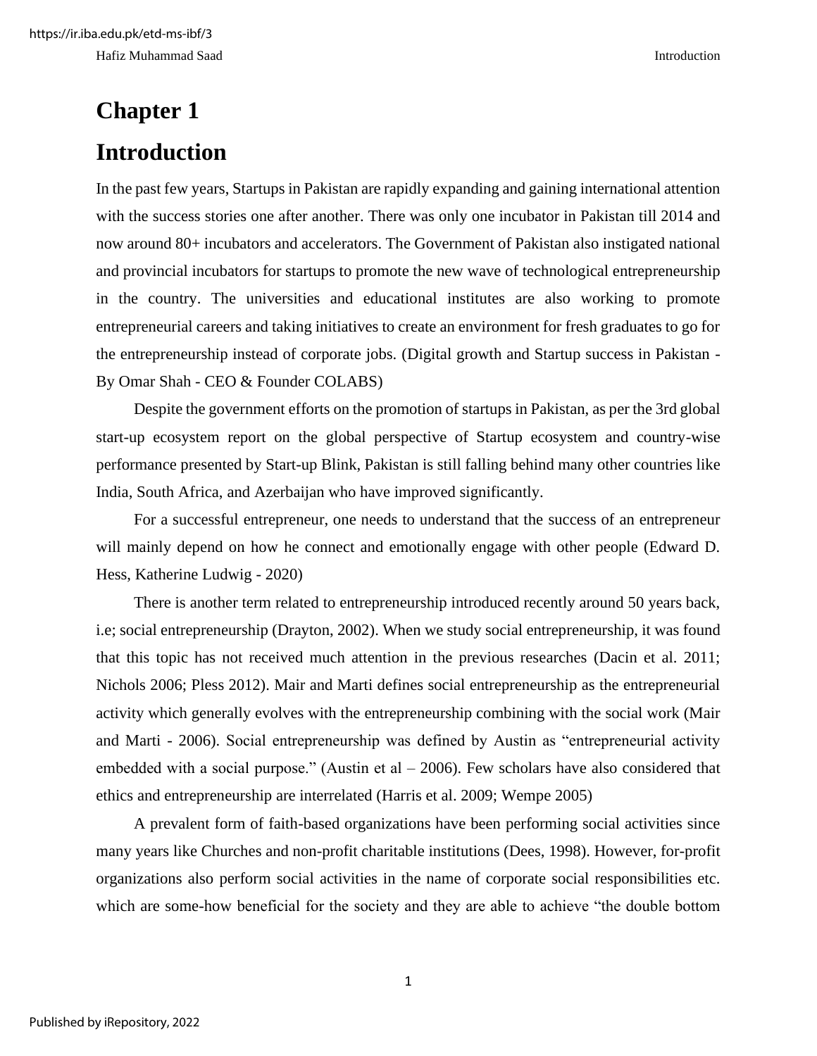# Chapter 1

# Introduction

In the past few years, Startups in Pakistan are rapidly expanding and gaining international attention with the success stories one after another. There was only one incubator in Pakistan till 2014 and now around 80+ incubators and accelerators. The Government of Pakistan also instigated national and provincial incubators for startups to promote the new wave of technological entrepreneurship in the country. The universities and educational institutes are also working to promote entrepreneurial careers and taking initiatives to create an environment for fresh graduates to go for the entrepreneurship instead of corporate jobs. (Digital growth and Startup success in Pakistan - By Omar Shah - CEO & Founder COLABS)

Despite the government efforts on the promotion of startups in Pakistan, as per the 3rd global start-up ecosystem report on the global perspective of Startup ecosystem and country-wise performance presented by Start-up Blink, Pakistan is still falling behind many other countries like India, South Africa, and Azerbaijan who have improved significantly.

For a successful entrepreneur, one needs to understand that the success of an entrepreneur will mainly depend on how he connect and emotionally engage with other people (Edward D. Hess, Katherine Ludwig - 2020)

There is another term related to entrepreneurship introduced recently around 50 years back, i.e; social entrepreneurship (Drayton, 2002). When we study social entrepreneurship, it was found that this topic has not received much attention in the previous researches (Dacin et al. 2011; Nichols 2006; Pless 2012). Mair and Marti defines social entrepreneurship as the entrepreneurial activity which generally evolves with the entrepreneurship combining with the social work (Mair and Marti - 2006). Social entrepreneurship was defined by Austin as "entrepreneurial activity embedded with a social purpose." (Austin et al – 2006). Few scholars have also considered that ethics and entrepreneurship are interrelated (Harris et al. 2009; Wempe 2005)

A prevalent form of faith-based organizations have been performing social activities since many years like Churches and non-profit charitable institutions (Dees, 1998). However, for-profit organizations also perform social activities in the name of corporate social responsibilities etc. which are some-how beneficial for the society and they are able to achieve "the double bottom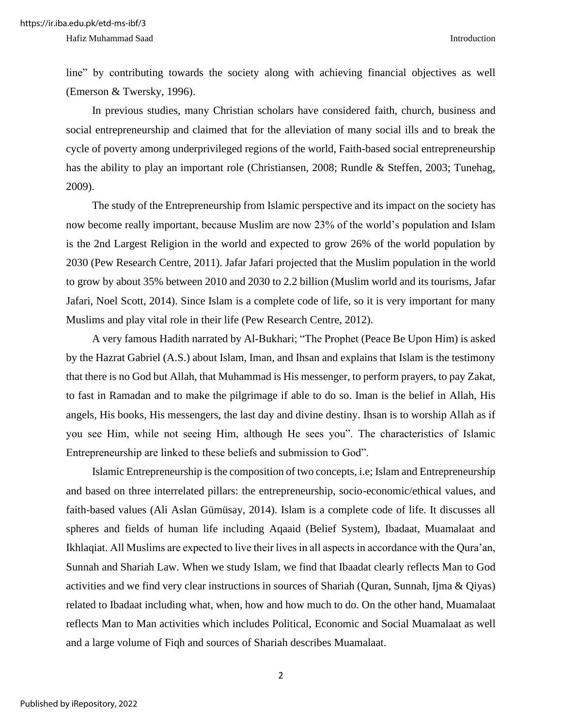line" by contributing towards the society along with achieving financial objectives as well (Emerson & Twersky, 1996).

In previous studies, many Christian scholars have considered faith, church, business and social entrepreneurship and claimed that for the alleviation of many social ills and to break the cycle of poverty among underprivileged regions of the world, Faith-based social entrepreneurship has the ability to play an important role (Christiansen, 2008; Rundle & Steffen, 2003; Tunehag, 2009).

The study of the Entrepreneurship from Islamic perspective and its impact on the society has now become really important, because Muslim are now 23% of the world's population and Islam is the 2nd Largest Religion in the world and expected to grow 26% of the world population by 2030 (Pew Research Centre, 2011). Jafar Jafari projected that the Muslim population in the world to grow by about 35% between 2010 and 2030 to 2.2 billion (Muslim world and its tourisms, Jafar Jafari, Noel Scott, 2014). Since Islam is a complete code of life, so it is very important for many Muslims and play vital role in their life (Pew Research Centre, 2012).

A very famous Hadith narrated by Al-Bukhari; "The Prophet (Peace Be Upon Him) is asked by the Hazrat Gabriel (A.S.) about Islam, Iman, and Ihsan and explains that Islam is the testimony that there is no God but Allah, that Muhammad is His messenger, to perform prayers, to pay Zakat, to fast in Ramadan and to make the pilgrimage if able to do so. Iman is the belief in Allah, His angels, His books, His messengers, the last day and divine destiny. Ihsan is to worship Allah as if you see Him, while not seeing Him, although He sees you". The characteristics of Islamic Entrepreneurship are linked to these beliefs and submission to God".

Islamic Entrepreneurship is the composition of two concepts, i.e; Islam and Entrepreneurship and based on three interrelated pillars: the entrepreneurship, socio-economic/ethical values, and faith-based values (Ali Aslan Gümüsay, 2014). Islam is a complete code of life. It discusses all spheres and fields of human life including Aqaaid (Belief System), Ibadaat, Muamalaat and Ikhlaqiat. All Muslims are expected to live their lives in all aspects in accordance with the Qura'an, Sunnah and Shariah Law. When we study Islam, we find that Ibaadat clearly reflects Man to God activities and we find very clear instructions in sources of Shariah (Quran, Sunnah, Ijma & Qiyas) related to Ibadaat including what, when, how and how much to do. On the other hand, Muamalaat reflects Man to Man activities which includes Political, Economic and Social Muamalaat as well and a large volume of Fiqh and sources of Shariah describes Muamalaat.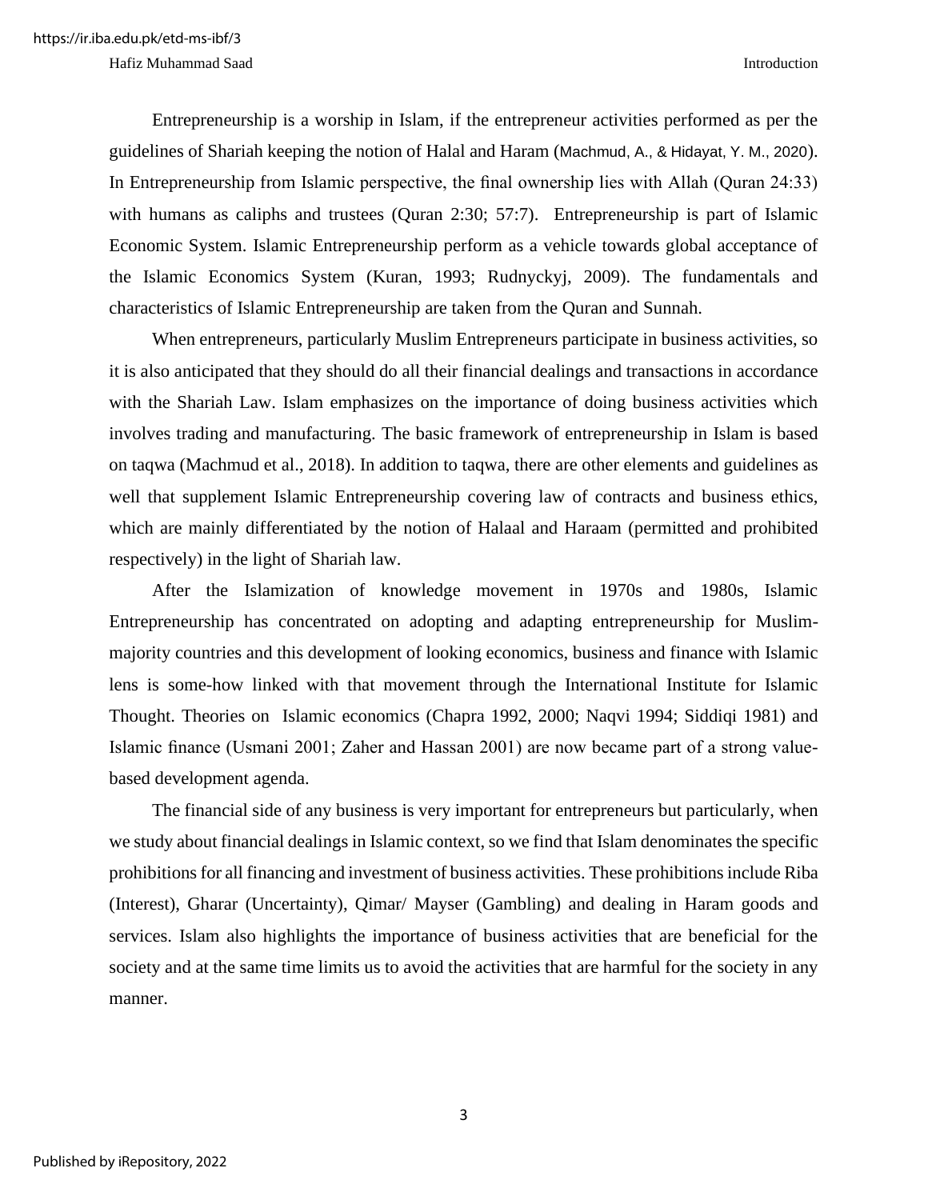Entrepreneurship is a worship in Islam, if the entrepreneur activities performed as per the guidelines of Shariah keeping the notion of Halal and Haram (Machmud, A., & Hidayat, Y. M., 2020). In Entrepreneurship from Islamic perspective, the final ownership lies with Allah (Quran 24:33) with humans as caliphs and trustees (Quran 2:30; 57:7). Entrepreneurship is part of Islamic Economic System. Islamic Entrepreneurship perform as a vehicle towards global acceptance of the Islamic Economics System (Kuran, 1993; Rudnyckyj, 2009). The fundamentals and characteristics of Islamic Entrepreneurship are taken from the Quran and Sunnah.

When entrepreneurs, particularly Muslim Entrepreneurs participate in business activities, so it is also anticipated that they should do all their financial dealings and transactions in accordance with the Shariah Law. Islam emphasizes on the importance of doing business activities which involves trading and manufacturing. The basic framework of entrepreneurship in Islam is based on taqwa (Machmud et al., 2018). In addition to taqwa, there are other elements and guidelines as well that supplement Islamic Entrepreneurship covering law of contracts and business ethics, which are mainly differentiated by the notion of Halaal and Haraam (permitted and prohibited respectively) in the light of Shariah law.

After the Islamization of knowledge movement in 1970s and 1980s, Islamic Entrepreneurship has concentrated on adopting and adapting entrepreneurship for Muslim-majority countries and this development of looking economics, business and finance with Islamic lens is some-how linked with that movement through the International Institute for Islamic Thought. Theories on Islamic economics (Chapra 1992, 2000; Naqvi 1994; Siddiqi 1981) and Islamic finance (Usmani 2001; Zaher and Hassan 2001) are now became part of a strong value-based development agenda.

The financial side of any business is very important for entrepreneurs but particularly, when we study about financial dealings in Islamic context, so we find that Islam denominates the specific prohibitions for all financing and investment of business activities. These prohibitions include Riba (Interest), Gharar (Uncertainty), Qimar/ Mayser (Gambling) and dealing in Haram goods and services. Islam also highlights the importance of business activities that are beneficial for the society and at the same time limits us to avoid the activities that are harmful for the society in any manner.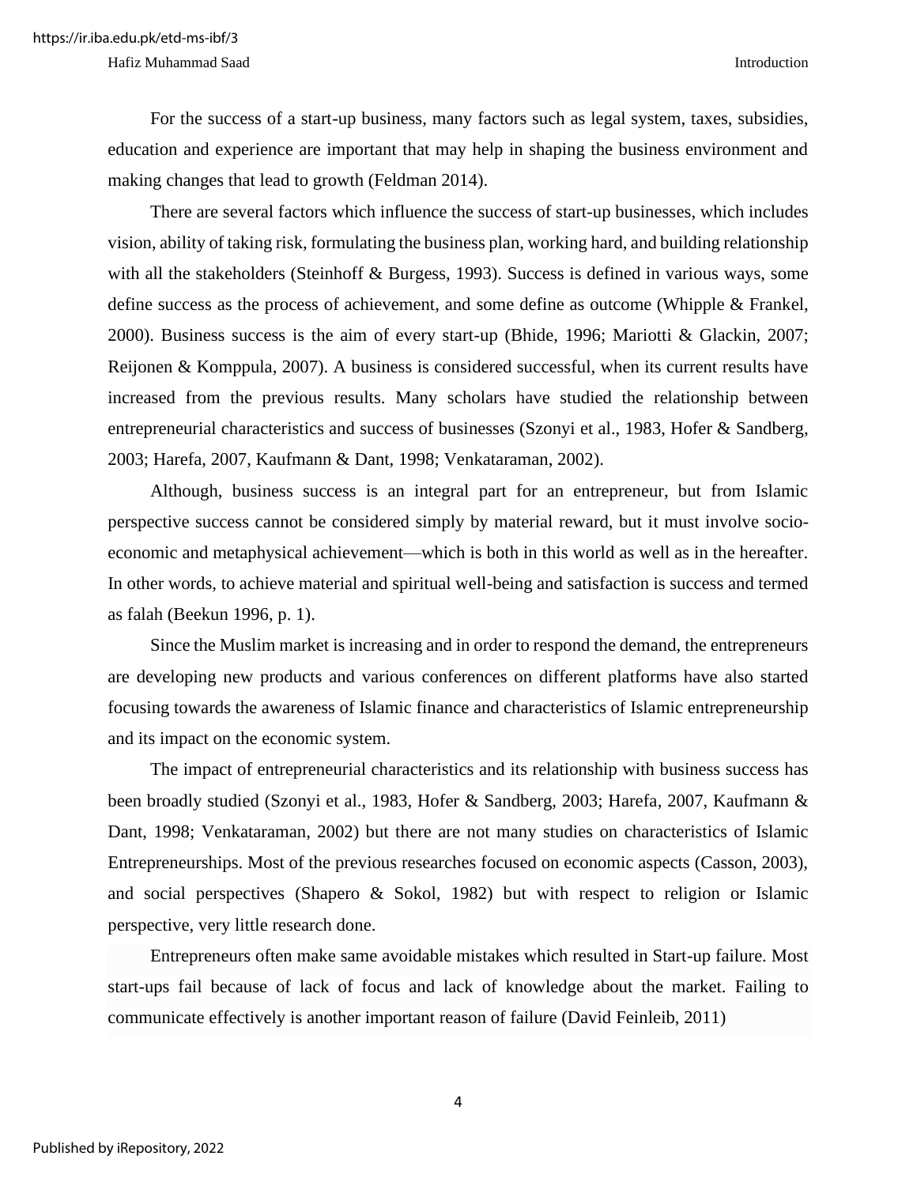For the success of a start-up business, many factors such as legal system, taxes, subsidies, education and experience are important that may help in shaping the business environment and making changes that lead to growth (Feldman 2014).

There are several factors which influence the success of start-up businesses, which includes vision, ability of taking risk, formulating the business plan, working hard, and building relationship with all the stakeholders (Steinhoff & Burgess, 1993). Success is defined in various ways, some define success as the process of achievement, and some define as outcome (Whipple & Frankel, 2000). Business success is the aim of every start-up (Bhide, 1996; Mariotti & Glackin, 2007; Reijonen & Komppula, 2007). A business is considered successful, when its current results have increased from the previous results. Many scholars have studied the relationship between entrepreneurial characteristics and success of businesses (Szonyi et al., 1983, Hofer & Sandberg, 2003; Harefa, 2007, Kaufmann & Dant, 1998; Venkataraman, 2002).

Although, business success is an integral part for an entrepreneur, but from Islamic perspective success cannot be considered simply by material reward, but it must involve socio-economic and metaphysical achievement—which is both in this world as well as in the hereafter. In other words, to achieve material and spiritual well-being and satisfaction is success and termed as falah (Beekun 1996, p. 1).

Since the Muslim market is increasing and in order to respond the demand, the entrepreneurs are developing new products and various conferences on different platforms have also started focusing towards the awareness of Islamic finance and characteristics of Islamic entrepreneurship and its impact on the economic system.

The impact of entrepreneurial characteristics and its relationship with business success has been broadly studied (Szonyi et al., 1983, Hofer & Sandberg, 2003; Harefa, 2007, Kaufmann & Dant, 1998; Venkataraman, 2002) but there are not many studies on characteristics of Islamic Entrepreneurships. Most of the previous researches focused on economic aspects (Casson, 2003), and social perspectives (Shapero & Sokol, 1982) but with respect to religion or Islamic perspective, very little research done.

Entrepreneurs often make same avoidable mistakes which resulted in Start-up failure. Most start-ups fail because of lack of focus and lack of knowledge about the market. Failing to communicate effectively is another important reason of failure (David Feinleib, 2011)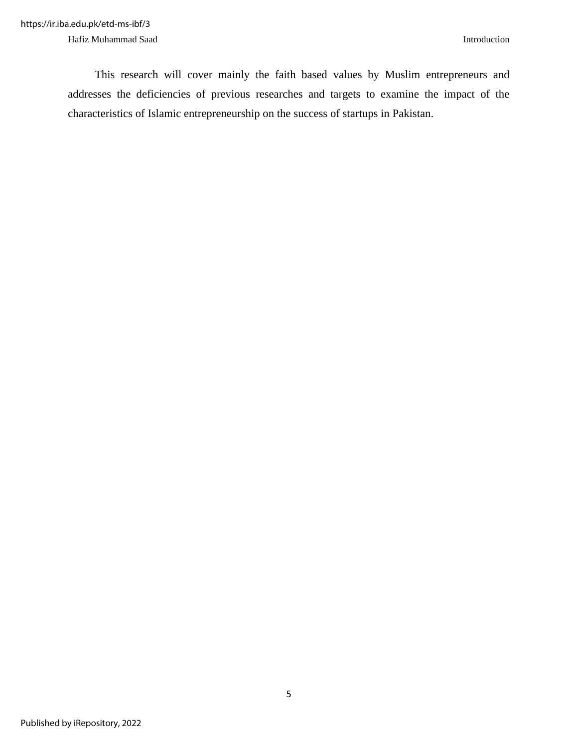This research will cover mainly the faith based values by Muslim entrepreneurs and addresses the deficiencies of previous researches and targets to examine the impact of the characteristics of Islamic entrepreneurship on the success of startups in Pakistan.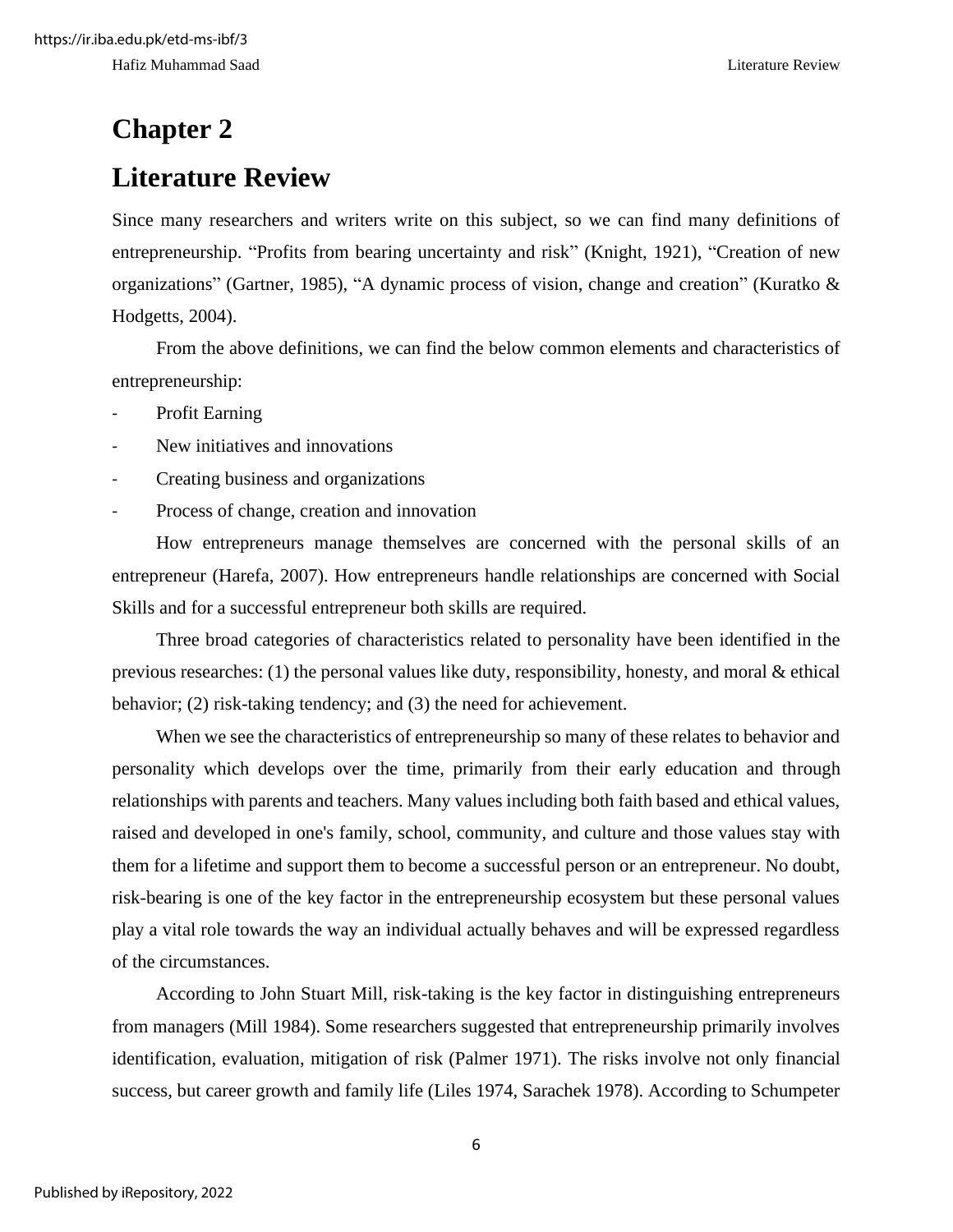# Chapter 2

# Literature Review

Since many researchers and writers write on this subject, so we can find many definitions of entrepreneurship. "Profits from bearing uncertainty and risk" (Knight, 1921), "Creation of new organizations" (Gartner, 1985), "A dynamic process of vision, change and creation" (Kuratko & Hodgetts, 2004).

From the above definitions, we can find the below common elements and characteristics of entrepreneurship:

- Profit Earning
- New initiatives and innovations
- Creating business and organizations
- Process of change, creation and innovation

How entrepreneurs manage themselves are concerned with the personal skills of an entrepreneur (Harefa, 2007). How entrepreneurs handle relationships are concerned with Social Skills and for a successful entrepreneur both skills are required.

Three broad categories of characteristics related to personality have been identified in the previous researches: (1) the personal values like duty, responsibility, honesty, and moral & ethical behavior; (2) risk-taking tendency; and (3) the need for achievement.

When we see the characteristics of entrepreneurship so many of these relates to behavior and personality which develops over the time, primarily from their early education and through relationships with parents and teachers. Many values including both faith based and ethical values, raised and developed in one's family, school, community, and culture and those values stay with them for a lifetime and support them to become a successful person or an entrepreneur. No doubt, risk-bearing is one of the key factor in the entrepreneurship ecosystem but these personal values play a vital role towards the way an individual actually behaves and will be expressed regardless of the circumstances.

According to John Stuart Mill, risk-taking is the key factor in distinguishing entrepreneurs from managers (Mill 1984). Some researchers suggested that entrepreneurship primarily involves identification, evaluation, mitigation of risk (Palmer 1971). The risks involve not only financial success, but career growth and family life (Liles 1974, Sarachek 1978). According to Schumpeter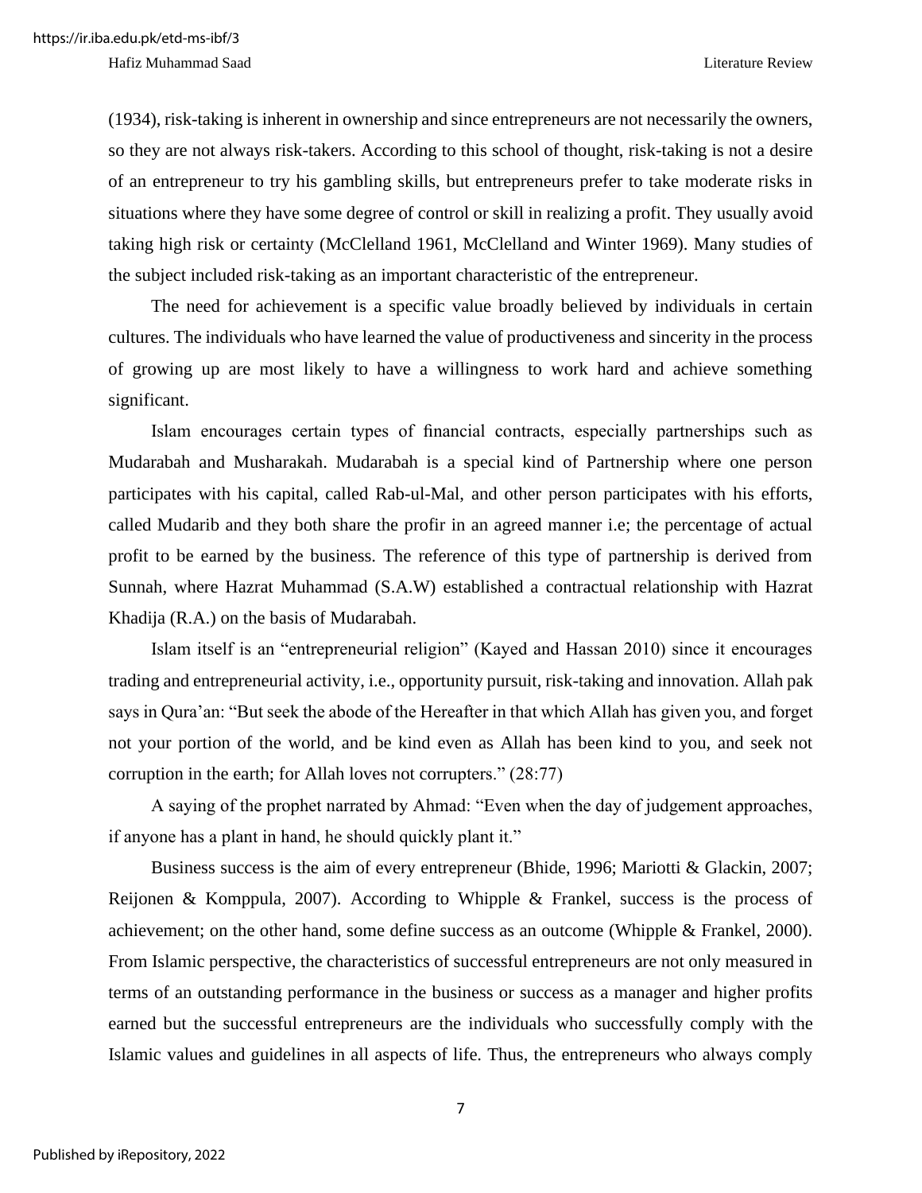(1934), risk-taking is inherent in ownership and since entrepreneurs are not necessarily the owners, so they are not always risk-takers. According to this school of thought, risk-taking is not a desire of an entrepreneur to try his gambling skills, but entrepreneurs prefer to take moderate risks in situations where they have some degree of control or skill in realizing a profit. They usually avoid taking high risk or certainty (McClelland 1961, McClelland and Winter 1969). Many studies of the subject included risk-taking as an important characteristic of the entrepreneur.

The need for achievement is a specific value broadly believed by individuals in certain cultures. The individuals who have learned the value of productiveness and sincerity in the process of growing up are most likely to have a willingness to work hard and achieve something significant.

Islam encourages certain types of financial contracts, especially partnerships such as Mudarabah and Musharakah. Mudarabah is a special kind of Partnership where one person participates with his capital, called Rab-ul-Mal, and other person participates with his efforts, called Mudarib and they both share the profir in an agreed manner i.e; the percentage of actual profit to be earned by the business. The reference of this type of partnership is derived from Sunnah, where Hazrat Muhammad (S.A.W) established a contractual relationship with Hazrat Khadija (R.A.) on the basis of Mudarabah.

Islam itself is an "entrepreneurial religion" (Kayed and Hassan 2010) since it encourages trading and entrepreneurial activity, i.e., opportunity pursuit, risk-taking and innovation. Allah pak says in Qura'an: "But seek the abode of the Hereafter in that which Allah has given you, and forget not your portion of the world, and be kind even as Allah has been kind to you, and seek not corruption in the earth; for Allah loves not corrupters." (28:77)

A saying of the prophet narrated by Ahmad: "Even when the day of judgement approaches, if anyone has a plant in hand, he should quickly plant it."

Business success is the aim of every entrepreneur (Bhide, 1996; Mariotti & Glackin, 2007; Reijonen & Komppula, 2007). According to Whipple & Frankel, success is the process of achievement; on the other hand, some define success as an outcome (Whipple & Frankel, 2000). From Islamic perspective, the characteristics of successful entrepreneurs are not only measured in terms of an outstanding performance in the business or success as a manager and higher profits earned but the successful entrepreneurs are the individuals who successfully comply with the Islamic values and guidelines in all aspects of life. Thus, the entrepreneurs who always comply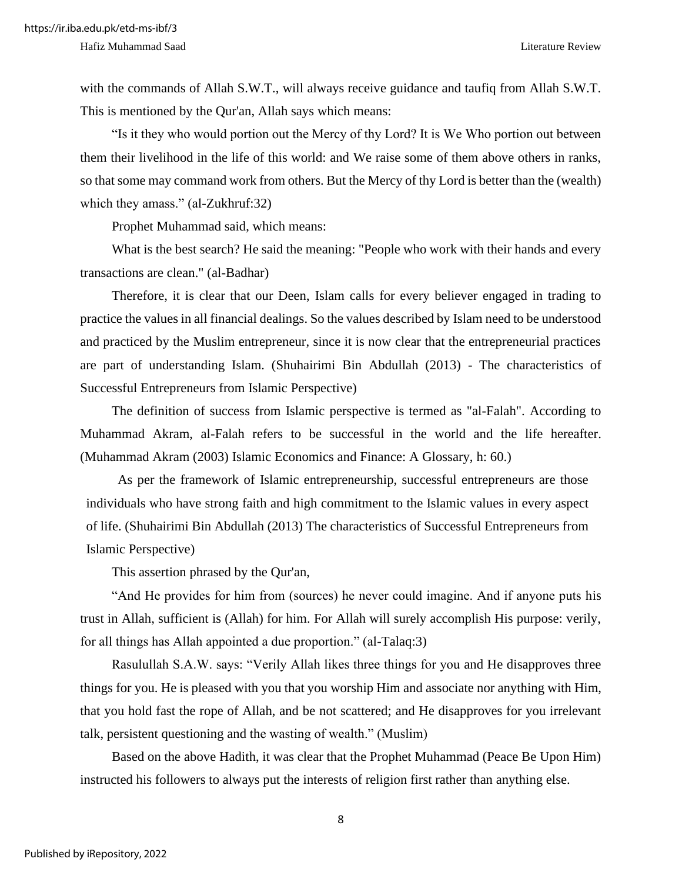with the commands of Allah S.W.T., will always receive guidance and taufiq from Allah S.W.T. This is mentioned by the Qur'an, Allah says which means:

"Is it they who would portion out the Mercy of thy Lord? It is We Who portion out between them their livelihood in the life of this world: and We raise some of them above others in ranks, so that some may command work from others. But the Mercy of thy Lord is better than the (wealth) which they amass." (al-Zukhruf:32)

Prophet Muhammad said, which means:

What is the best search? He said the meaning: "People who work with their hands and every transactions are clean." (al-Badhar)

Therefore, it is clear that our Deen, Islam calls for every believer engaged in trading to practice the values in all financial dealings. So the values described by Islam need to be understood and practiced by the Muslim entrepreneur, since it is now clear that the entrepreneurial practices are part of understanding Islam. (Shuhairimi Bin Abdullah (2013) - The characteristics of Successful Entrepreneurs from Islamic Perspective)

The definition of success from Islamic perspective is termed as "al-Falah". According to Muhammad Akram, al-Falah refers to be successful in the world and the life hereafter. (Muhammad Akram (2003) Islamic Economics and Finance: A Glossary, h: 60.)

As per the framework of Islamic entrepreneurship, successful entrepreneurs are those individuals who have strong faith and high commitment to the Islamic values in every aspect of life. (Shuhairimi Bin Abdullah (2013) The characteristics of Successful Entrepreneurs from Islamic Perspective)

This assertion phrased by the Qur'an,

"And He provides for him from (sources) he never could imagine. And if anyone puts his trust in Allah, sufficient is (Allah) for him. For Allah will surely accomplish His purpose: verily, for all things has Allah appointed a due proportion." (al-Talaq:3)

Rasulullah S.A.W. says: "Verily Allah likes three things for you and He disapproves three things for you. He is pleased with you that you worship Him and associate nor anything with Him, that you hold fast the rope of Allah, and be not scattered; and He disapproves for you irrelevant talk, persistent questioning and the wasting of wealth." (Muslim)

Based on the above Hadith, it was clear that the Prophet Muhammad (Peace Be Upon Him) instructed his followers to always put the interests of religion first rather than anything else.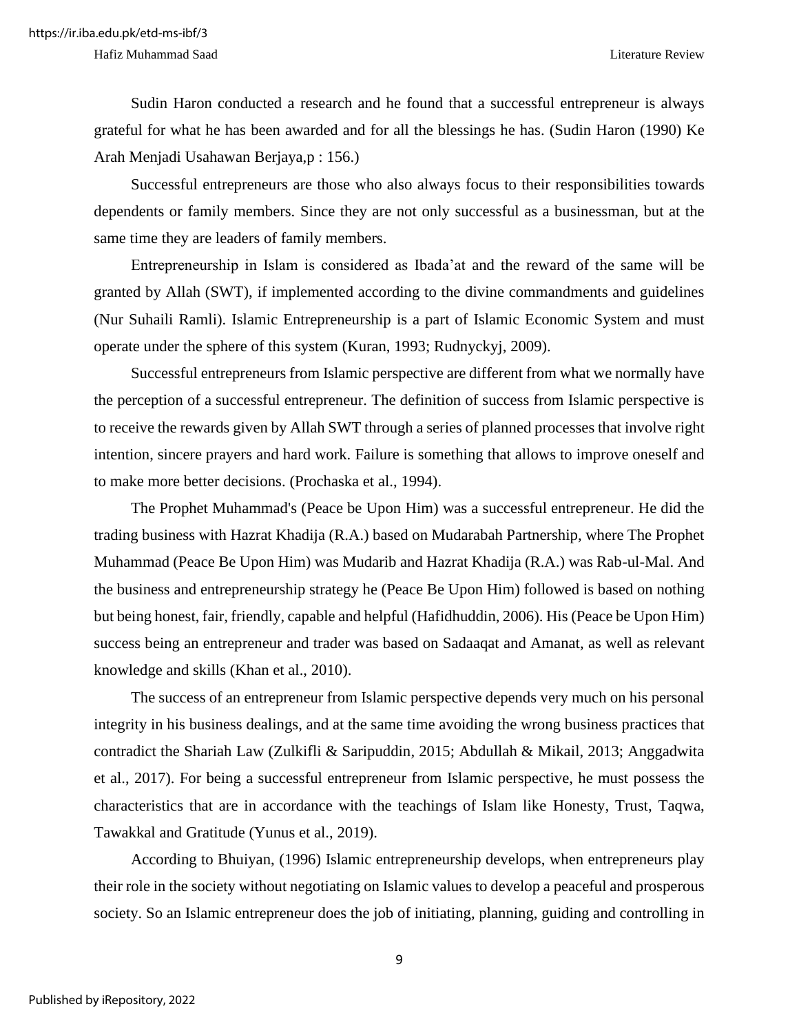Sudin Haron conducted a research and he found that a successful entrepreneur is always grateful for what he has been awarded and for all the blessings he has. (Sudin Haron (1990) Ke Arah Menjadi Usahawan Berjaya,p : 156.)

Successful entrepreneurs are those who also always focus to their responsibilities towards dependents or family members. Since they are not only successful as a businessman, but at the same time they are leaders of family members.

Entrepreneurship in Islam is considered as Ibada'at and the reward of the same will be granted by Allah (SWT), if implemented according to the divine commandments and guidelines (Nur Suhaili Ramli). Islamic Entrepreneurship is a part of Islamic Economic System and must operate under the sphere of this system (Kuran, 1993; Rudnyckyj, 2009).

Successful entrepreneurs from Islamic perspective are different from what we normally have the perception of a successful entrepreneur. The definition of success from Islamic perspective is to receive the rewards given by Allah SWT through a series of planned processes that involve right intention, sincere prayers and hard work. Failure is something that allows to improve oneself and to make more better decisions. (Prochaska et al., 1994).

The Prophet Muhammad's (Peace be Upon Him) was a successful entrepreneur. He did the trading business with Hazrat Khadija (R.A.) based on Mudarabah Partnership, where The Prophet Muhammad (Peace Be Upon Him) was Mudarib and Hazrat Khadija (R.A.) was Rab-ul-Mal. And the business and entrepreneurship strategy he (Peace Be Upon Him) followed is based on nothing but being honest, fair, friendly, capable and helpful (Hafidhuddin, 2006). His (Peace be Upon Him) success being an entrepreneur and trader was based on Sadaaqat and Amanat, as well as relevant knowledge and skills (Khan et al., 2010).

The success of an entrepreneur from Islamic perspective depends very much on his personal integrity in his business dealings, and at the same time avoiding the wrong business practices that contradict the Shariah Law (Zulkifli & Saripuddin, 2015; Abdullah & Mikail, 2013; Anggadwita et al., 2017). For being a successful entrepreneur from Islamic perspective, he must possess the characteristics that are in accordance with the teachings of Islam like Honesty, Trust, Taqwa, Tawakkal and Gratitude (Yunus et al., 2019).

According to Bhuiyan, (1996) Islamic entrepreneurship develops, when entrepreneurs play their role in the society without negotiating on Islamic values to develop a peaceful and prosperous society. So an Islamic entrepreneur does the job of initiating, planning, guiding and controlling in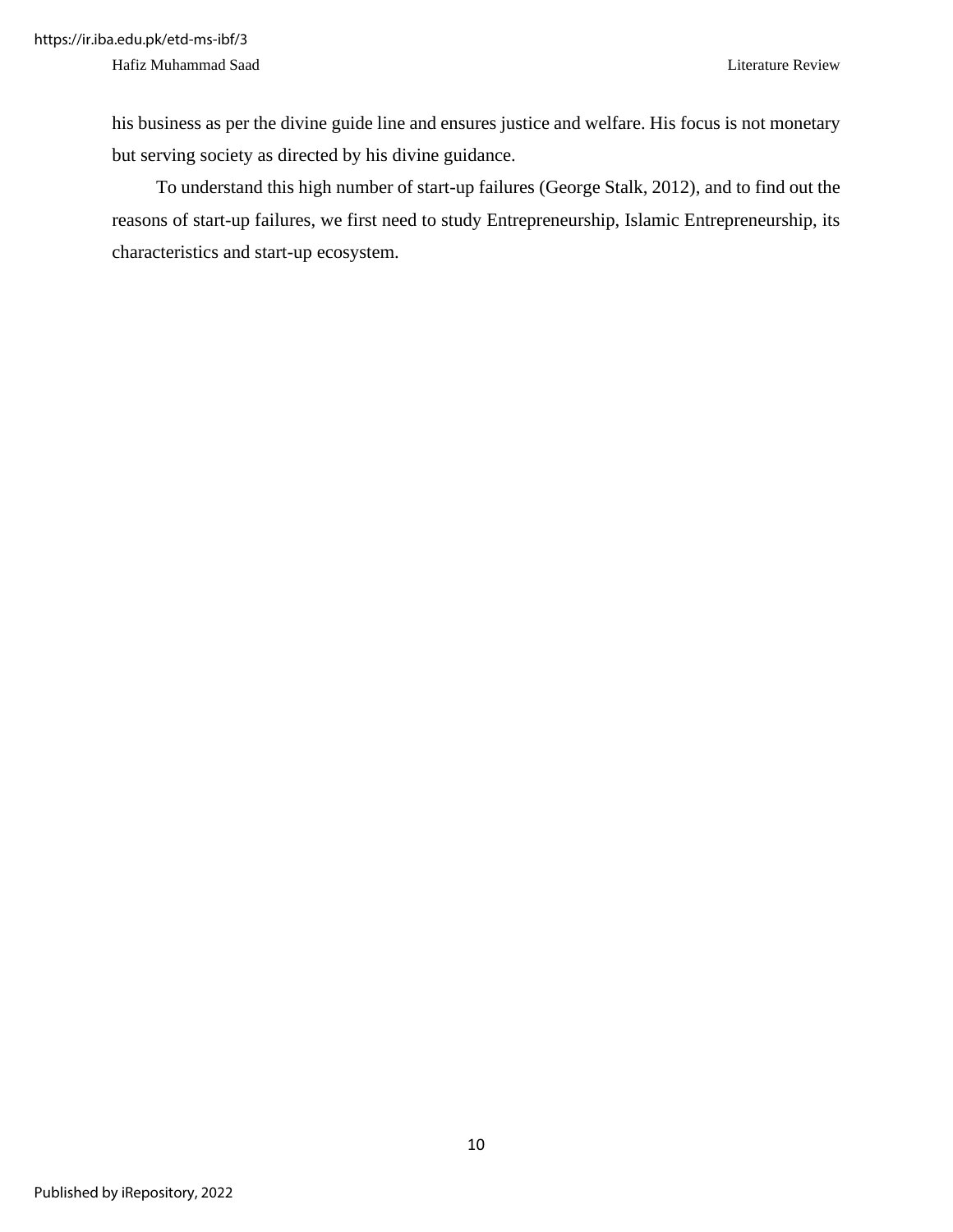his business as per the divine guide line and ensures justice and welfare. His focus is not monetary but serving society as directed by his divine guidance.

To understand this high number of start-up failures (George Stalk, 2012), and to find out the reasons of start-up failures, we first need to study Entrepreneurship, Islamic Entrepreneurship, its characteristics and start-up ecosystem.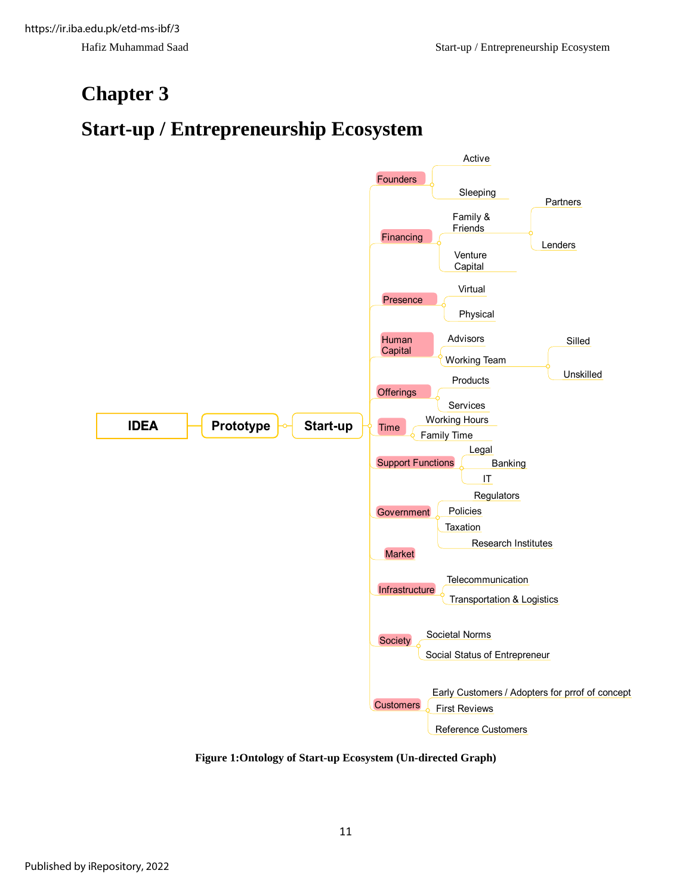# Chapter 3

# Start-up / Entrepreneurship Ecosystem

- IDEA
  - Prototype
    - Start-up
      - Founders
        - Active
        - Sleeping
      - Financing
        - Family & Friends
          - Partners
          - Lenders
        - Venture Capital
      - Presence
        - Virtual
        - Physical
      - Human Capital
        - Advisors
        - Working Team
          - Silled
          - Unskilled
      - Offerings
        - Products
        - Services
      - Time
        - Working Hours
        - Family Time
      - Support Functions
        - Legal
        - Banking
        - IT
      - Government
        - Regulators
        - Policies
        - Taxation
        - Research Institutes
      - Market
      - Infrastructure
        - Telecommunication
        - Transportation & Logistics
      - Society
        - Societal Norms
        - Social Status of Entrepreneur
      - Customers
        - Early Customers / Adopters for prrof of concept
        - First Reviews
        - Reference Customers

**Figure 1:Ontology of Start-up Ecosystem (Un-directed Graph)**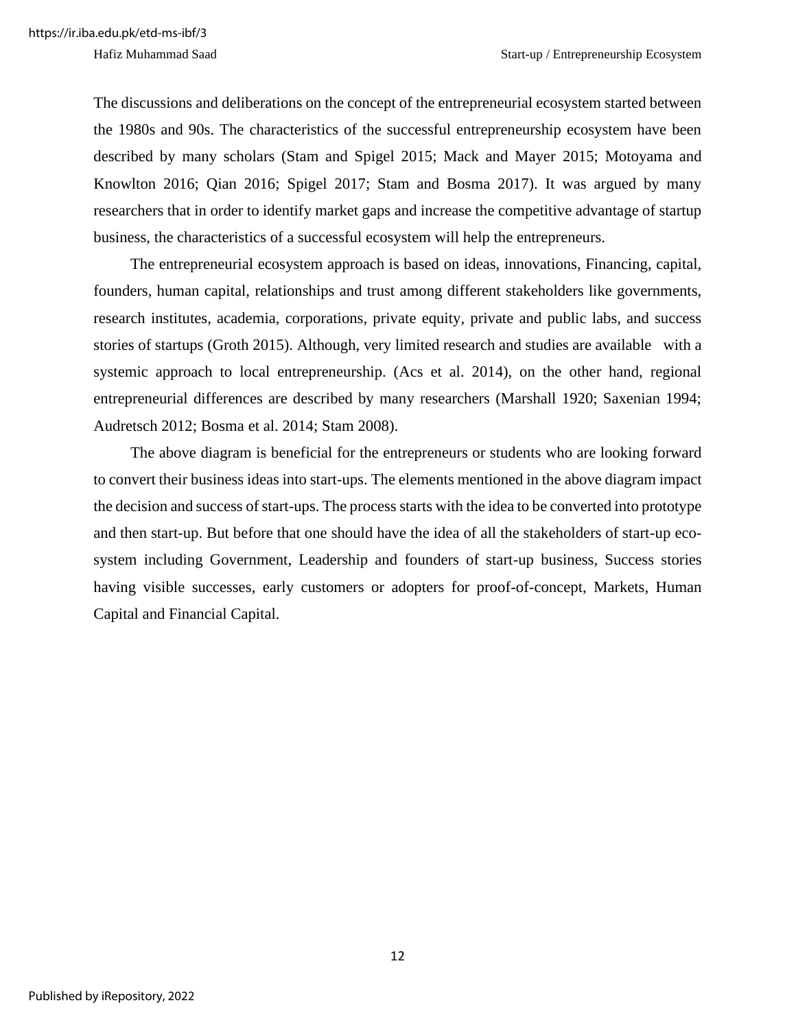The discussions and deliberations on the concept of the entrepreneurial ecosystem started between the 1980s and 90s. The characteristics of the successful entrepreneurship ecosystem have been described by many scholars (Stam and Spigel 2015; Mack and Mayer 2015; Motoyama and Knowlton 2016; Qian 2016; Spigel 2017; Stam and Bosma 2017). It was argued by many researchers that in order to identify market gaps and increase the competitive advantage of startup business, the characteristics of a successful ecosystem will help the entrepreneurs.

The entrepreneurial ecosystem approach is based on ideas, innovations, Financing, capital, founders, human capital, relationships and trust among different stakeholders like governments, research institutes, academia, corporations, private equity, private and public labs, and success stories of startups (Groth 2015). Although, very limited research and studies are available with a systemic approach to local entrepreneurship. (Acs et al. 2014), on the other hand, regional entrepreneurial differences are described by many researchers (Marshall 1920; Saxenian 1994; Audretsch 2012; Bosma et al. 2014; Stam 2008).

The above diagram is beneficial for the entrepreneurs or students who are looking forward to convert their business ideas into start-ups. The elements mentioned in the above diagram impact the decision and success of start-ups. The process starts with the idea to be converted into prototype and then start-up. But before that one should have the idea of all the stakeholders of start-up eco-system including Government, Leadership and founders of start-up business, Success stories having visible successes, early customers or adopters for proof-of-concept, Markets, Human Capital and Financial Capital.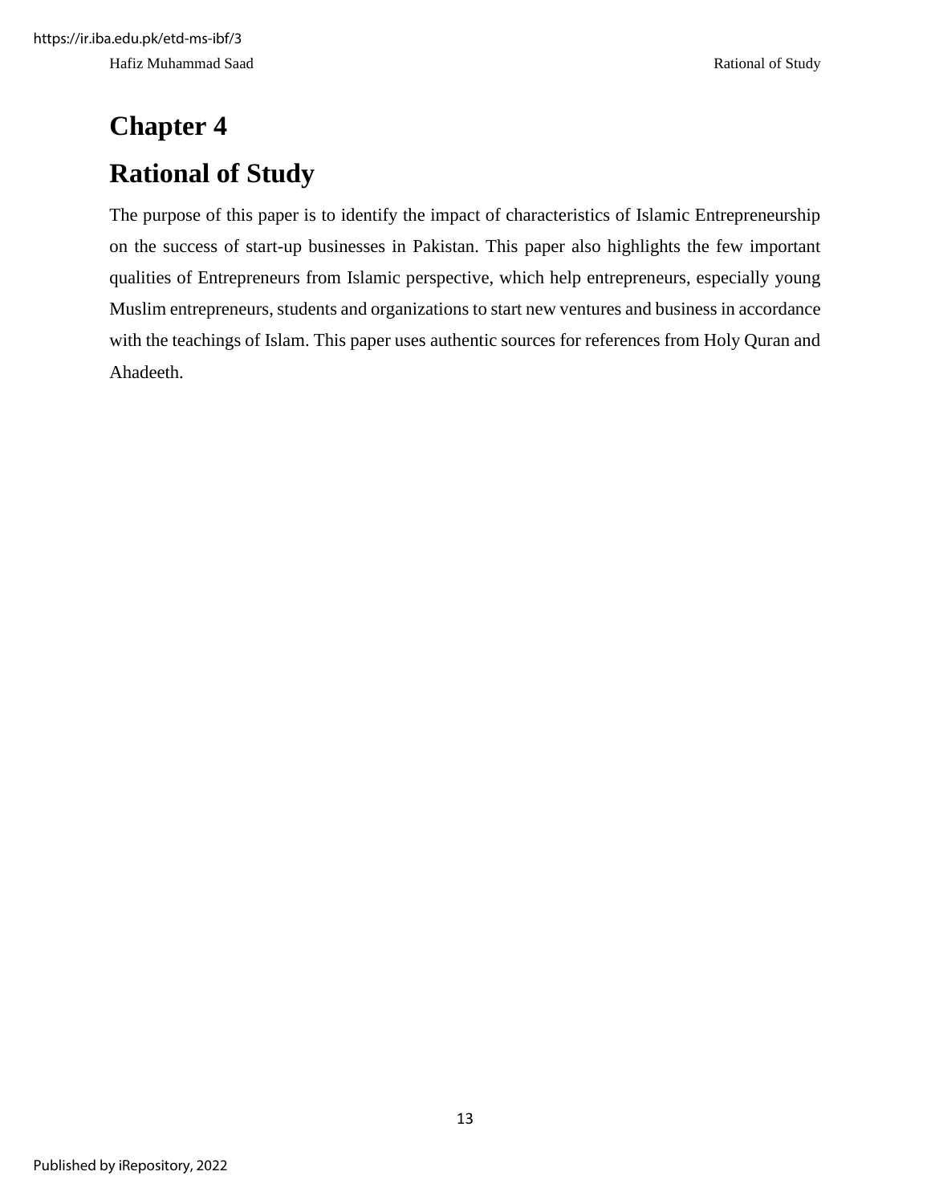# Chapter 4

# Rational of Study

The purpose of this paper is to identify the impact of characteristics of Islamic Entrepreneurship on the success of start-up businesses in Pakistan. This paper also highlights the few important qualities of Entrepreneurs from Islamic perspective, which help entrepreneurs, especially young Muslim entrepreneurs, students and organizations to start new ventures and business in accordance with the teachings of Islam. This paper uses authentic sources for references from Holy Quran and Ahadeeth.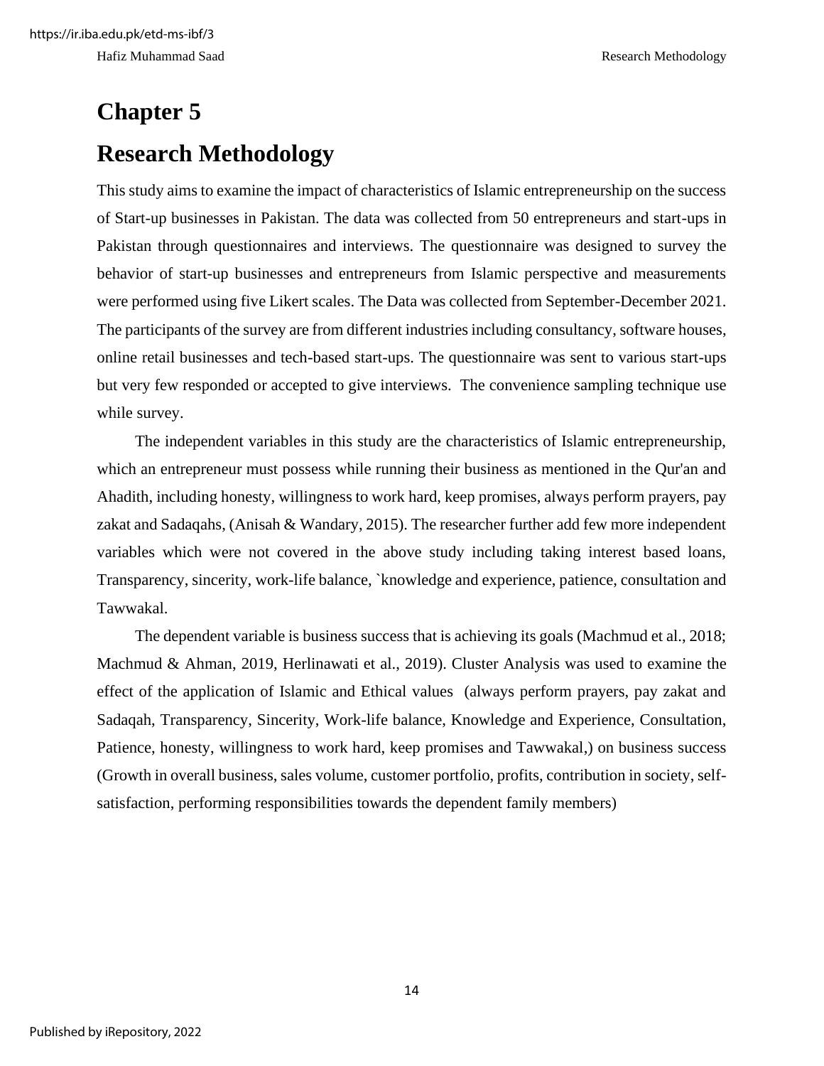# Chapter 5

# Research Methodology

This study aims to examine the impact of characteristics of Islamic entrepreneurship on the success of Start-up businesses in Pakistan. The data was collected from 50 entrepreneurs and start-ups in Pakistan through questionnaires and interviews. The questionnaire was designed to survey the behavior of start-up businesses and entrepreneurs from Islamic perspective and measurements were performed using five Likert scales. The Data was collected from September-December 2021. The participants of the survey are from different industries including consultancy, software houses, online retail businesses and tech-based start-ups. The questionnaire was sent to various start-ups but very few responded or accepted to give interviews. The convenience sampling technique use while survey.

The independent variables in this study are the characteristics of Islamic entrepreneurship, which an entrepreneur must possess while running their business as mentioned in the Qur'an and Ahadith, including honesty, willingness to work hard, keep promises, always perform prayers, pay zakat and Sadaqahs, (Anisah & Wandary, 2015). The researcher further add few more independent variables which were not covered in the above study including taking interest based loans, Transparency, sincerity, work-life balance, `knowledge and experience, patience, consultation and Tawwakal.

The dependent variable is business success that is achieving its goals (Machmud et al., 2018; Machmud & Ahman, 2019, Herlinawati et al., 2019). Cluster Analysis was used to examine the effect of the application of Islamic and Ethical values (always perform prayers, pay zakat and Sadaqah, Transparency, Sincerity, Work-life balance, Knowledge and Experience, Consultation, Patience, honesty, willingness to work hard, keep promises and Tawwakal,) on business success (Growth in overall business, sales volume, customer portfolio, profits, contribution in society, self-satisfaction, performing responsibilities towards the dependent family members)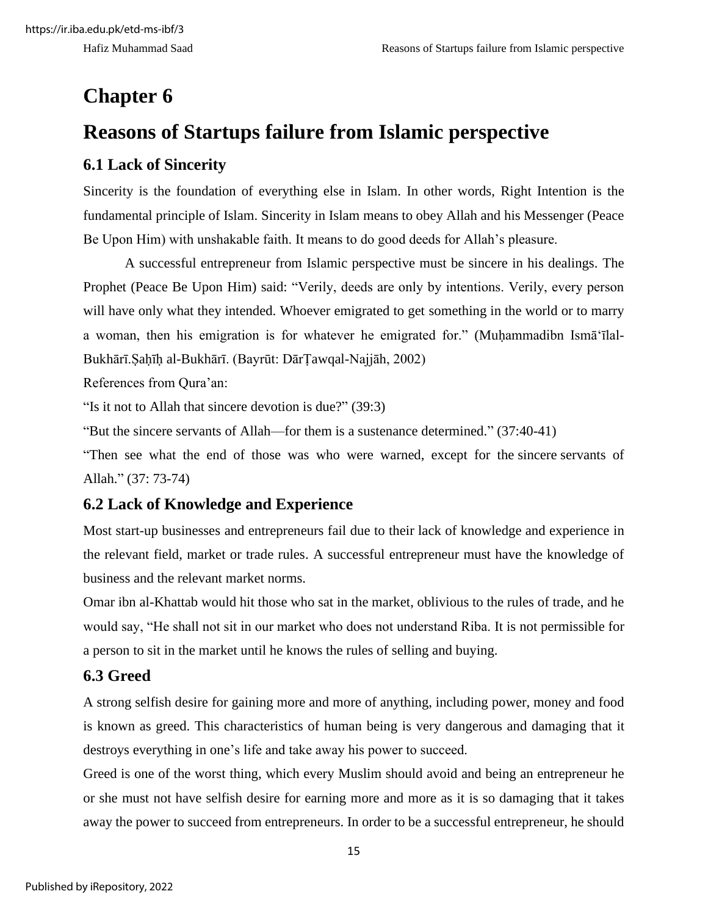# Chapter 6

# Reasons of Startups failure from Islamic perspective

## 6.1 Lack of Sincerity

Sincerity is the foundation of everything else in Islam. In other words, Right Intention is the fundamental principle of Islam. Sincerity in Islam means to obey Allah and his Messenger (Peace Be Upon Him) with unshakable faith. It means to do good deeds for Allah's pleasure.

A successful entrepreneur from Islamic perspective must be sincere in his dealings. The Prophet (Peace Be Upon Him) said: "Verily, deeds are only by intentions. Verily, every person will have only what they intended. Whoever emigrated to get something in the world or to marry a woman, then his emigration is for whatever he emigrated for." (Muḥammadibn Ismā'īlal-Bukhārī.Ṣaḥīḥ al-Bukhārī. (Bayrūt: DārṬawqal-Najjāh, 2002)

References from Qura'an:

"Is it not to Allah that sincere devotion is due?" (39:3)

"But the sincere servants of Allah—for them is a sustenance determined." (37:40-41)

"Then see what the end of those was who were warned, except for the sincere servants of Allah." (37: 73-74)

## 6.2 Lack of Knowledge and Experience

Most start-up businesses and entrepreneurs fail due to their lack of knowledge and experience in the relevant field, market or trade rules. A successful entrepreneur must have the knowledge of business and the relevant market norms.

Omar ibn al-Khattab would hit those who sat in the market, oblivious to the rules of trade, and he would say, "He shall not sit in our market who does not understand Riba. It is not permissible for a person to sit in the market until he knows the rules of selling and buying.

## 6.3 Greed

A strong selfish desire for gaining more and more of anything, including power, money and food is known as greed. This characteristics of human being is very dangerous and damaging that it destroys everything in one's life and take away his power to succeed.

Greed is one of the worst thing, which every Muslim should avoid and being an entrepreneur he or she must not have selfish desire for earning more and more as it is so damaging that it takes away the power to succeed from entrepreneurs. In order to be a successful entrepreneur, he should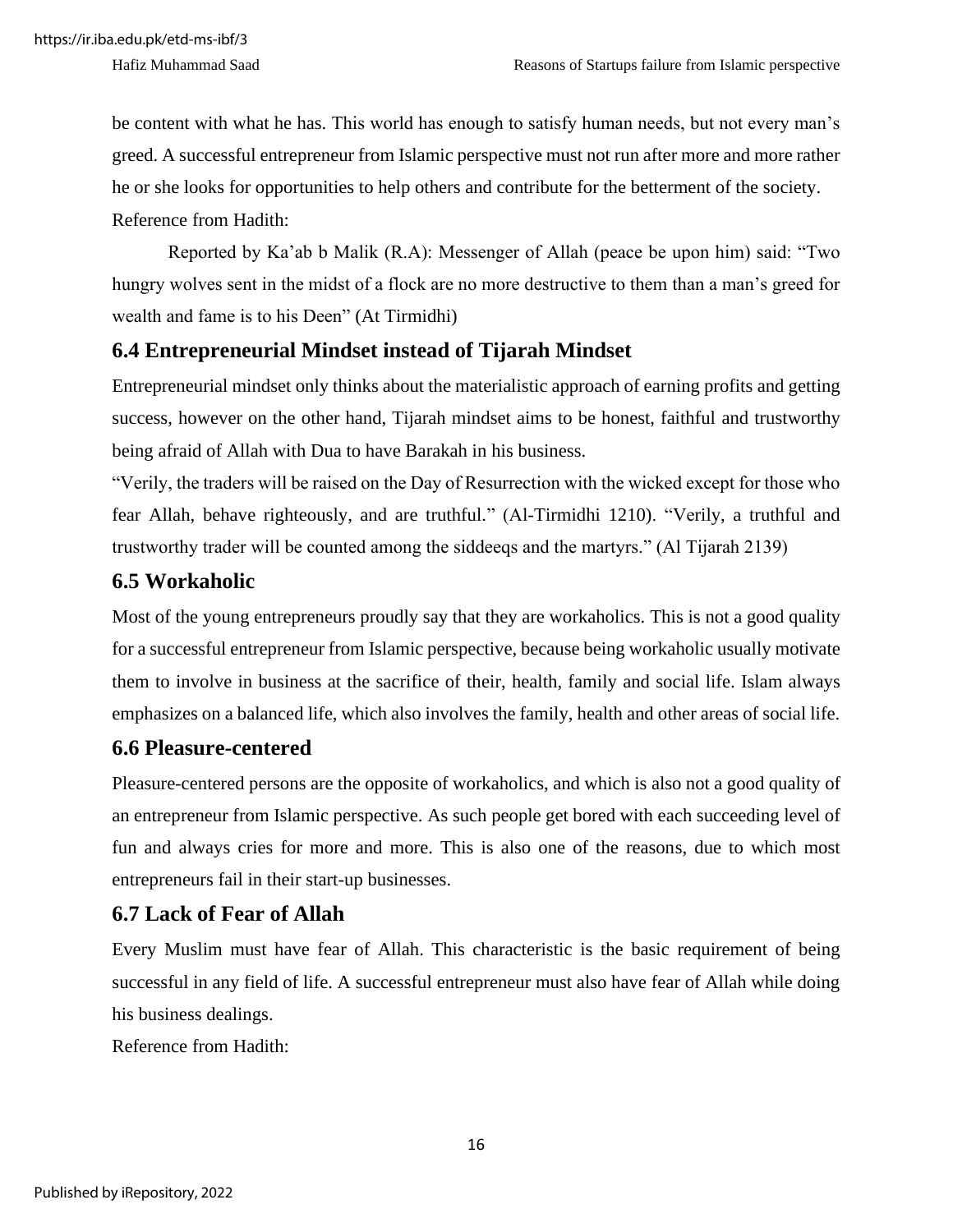be content with what he has. This world has enough to satisfy human needs, but not every man's greed. A successful entrepreneur from Islamic perspective must not run after more and more rather he or she looks for opportunities to help others and contribute for the betterment of the society.

Reference from Hadith:

Reported by Ka'ab b Malik (R.A): Messenger of Allah (peace be upon him) said: "Two hungry wolves sent in the midst of a flock are no more destructive to them than a man's greed for wealth and fame is to his Deen" (At Tirmidhi)

## 6.4 Entrepreneurial Mindset instead of Tijarah Mindset

Entrepreneurial mindset only thinks about the materialistic approach of earning profits and getting success, however on the other hand, Tijarah mindset aims to be honest, faithful and trustworthy being afraid of Allah with Dua to have Barakah in his business.

"Verily, the traders will be raised on the Day of Resurrection with the wicked except for those who fear Allah, behave righteously, and are truthful." (Al-Tirmidhi 1210). "Verily, a truthful and trustworthy trader will be counted among the siddeeqs and the martyrs." (Al Tijarah 2139)

## 6.5 Workaholic

Most of the young entrepreneurs proudly say that they are workaholics. This is not a good quality for a successful entrepreneur from Islamic perspective, because being workaholic usually motivate them to involve in business at the sacrifice of their, health, family and social life. Islam always emphasizes on a balanced life, which also involves the family, health and other areas of social life.

## 6.6 Pleasure-centered

Pleasure-centered persons are the opposite of workaholics, and which is also not a good quality of an entrepreneur from Islamic perspective. As such people get bored with each succeeding level of fun and always cries for more and more. This is also one of the reasons, due to which most entrepreneurs fail in their start-up businesses.

## 6.7 Lack of Fear of Allah

Every Muslim must have fear of Allah. This characteristic is the basic requirement of being successful in any field of life. A successful entrepreneur must also have fear of Allah while doing his business dealings.

Reference from Hadith: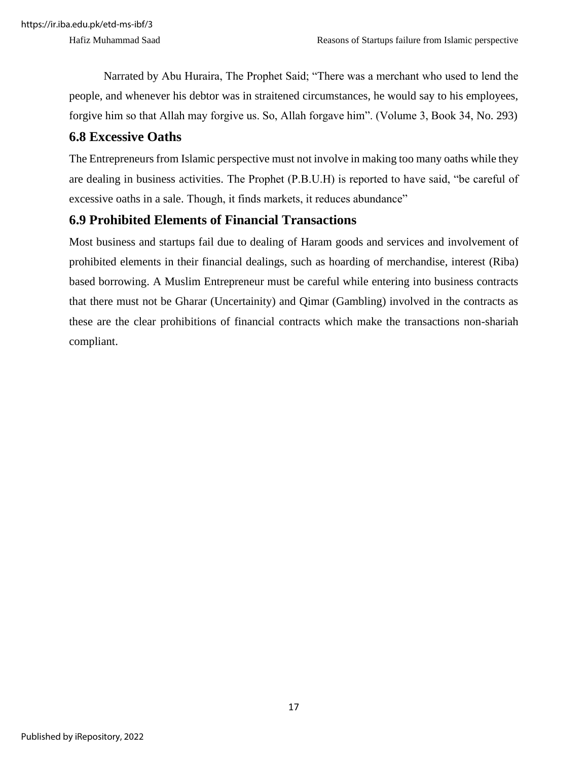Narrated by Abu Huraira, The Prophet Said; “There was a merchant who used to lend the people, and whenever his debtor was in straitened circumstances, he would say to his employees, forgive him so that Allah may forgive us. So, Allah forgave him”. (Volume 3, Book 34, No. 293)

## 6.8 Excessive Oaths

The Entrepreneurs from Islamic perspective must not involve in making too many oaths while they are dealing in business activities. The Prophet (P.B.U.H) is reported to have said, “be careful of excessive oaths in a sale. Though, it finds markets, it reduces abundance”

## 6.9 Prohibited Elements of Financial Transactions

Most business and startups fail due to dealing of Haram goods and services and involvement of prohibited elements in their financial dealings, such as hoarding of merchandise, interest (Riba) based borrowing. A Muslim Entrepreneur must be careful while entering into business contracts that there must not be Gharar (Uncertainity) and Qimar (Gambling) involved in the contracts as these are the clear prohibitions of financial contracts which make the transactions non-shariah compliant.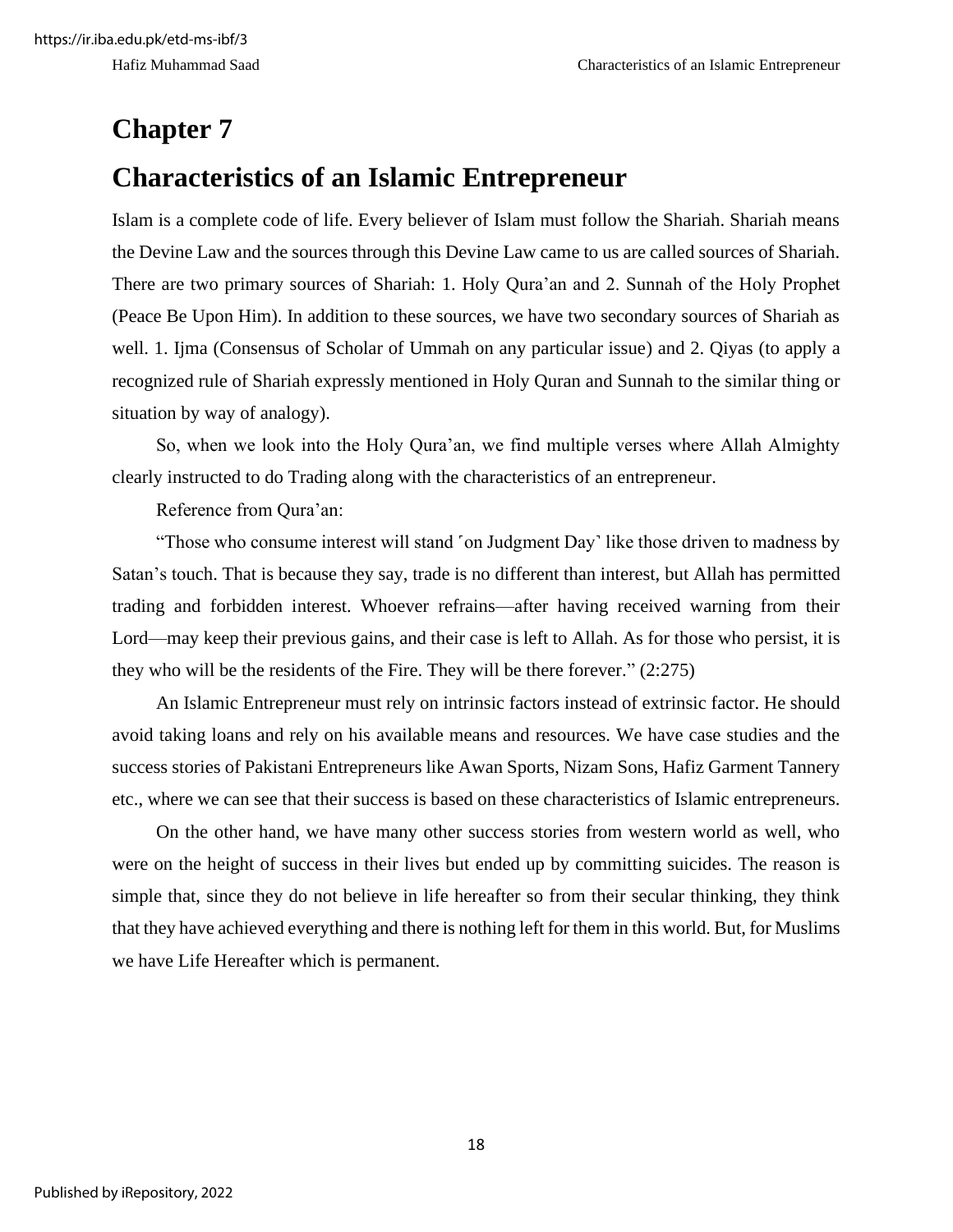# Chapter 7

# Characteristics of an Islamic Entrepreneur

Islam is a complete code of life. Every believer of Islam must follow the Shariah. Shariah means the Devine Law and the sources through this Devine Law came to us are called sources of Shariah. There are two primary sources of Shariah: 1. Holy Qura'an and 2. Sunnah of the Holy Prophet (Peace Be Upon Him). In addition to these sources, we have two secondary sources of Shariah as well. 1. Ijma (Consensus of Scholar of Ummah on any particular issue) and 2. Qiyas (to apply a recognized rule of Shariah expressly mentioned in Holy Quran and Sunnah to the similar thing or situation by way of analogy).

So, when we look into the Holy Qura'an, we find multiple verses where Allah Almighty clearly instructed to do Trading along with the characteristics of an entrepreneur.

Reference from Qura'an:

"Those who consume interest will stand ˹on Judgment Day˺ like those driven to madness by Satan's touch. That is because they say, trade is no different than interest, but Allah has permitted trading and forbidden interest. Whoever refrains—after having received warning from their Lord—may keep their previous gains, and their case is left to Allah. As for those who persist, it is they who will be the residents of the Fire. They will be there forever." (2:275)

An Islamic Entrepreneur must rely on intrinsic factors instead of extrinsic factor. He should avoid taking loans and rely on his available means and resources. We have case studies and the success stories of Pakistani Entrepreneurs like Awan Sports, Nizam Sons, Hafiz Garment Tannery etc., where we can see that their success is based on these characteristics of Islamic entrepreneurs.

On the other hand, we have many other success stories from western world as well, who were on the height of success in their lives but ended up by committing suicides. The reason is simple that, since they do not believe in life hereafter so from their secular thinking, they think that they have achieved everything and there is nothing left for them in this world. But, for Muslims we have Life Hereafter which is permanent.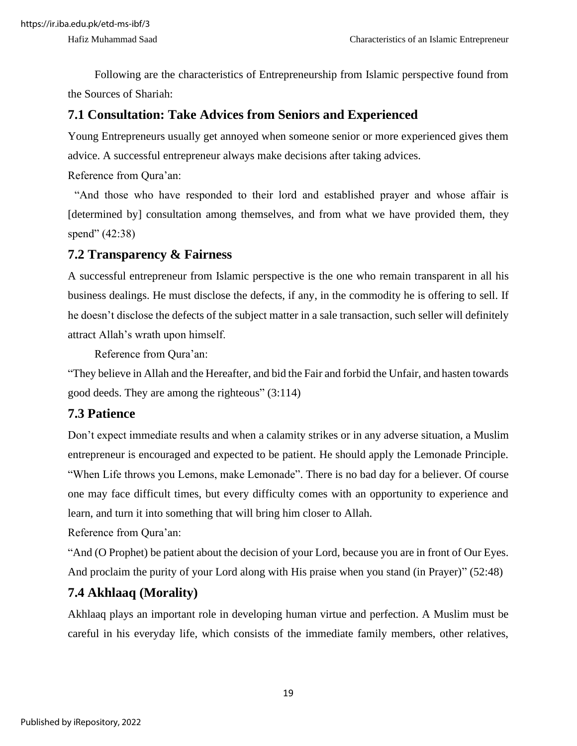Following are the characteristics of Entrepreneurship from Islamic perspective found from the Sources of Shariah:

## 7.1 Consultation: Take Advices from Seniors and Experienced

Young Entrepreneurs usually get annoyed when someone senior or more experienced gives them advice. A successful entrepreneur always make decisions after taking advices.

Reference from Qura'an:

"And those who have responded to their lord and established prayer and whose affair is [determined by] consultation among themselves, and from what we have provided them, they spend" (42:38)

## 7.2 Transparency & Fairness

A successful entrepreneur from Islamic perspective is the one who remain transparent in all his business dealings. He must disclose the defects, if any, in the commodity he is offering to sell. If he doesn't disclose the defects of the subject matter in a sale transaction, such seller will definitely attract Allah's wrath upon himself.

Reference from Qura'an:

"They believe in Allah and the Hereafter, and bid the Fair and forbid the Unfair, and hasten towards good deeds. They are among the righteous" (3:114)

## 7.3 Patience

Don't expect immediate results and when a calamity strikes or in any adverse situation, a Muslim entrepreneur is encouraged and expected to be patient. He should apply the Lemonade Principle. "When Life throws you Lemons, make Lemonade". There is no bad day for a believer. Of course one may face difficult times, but every difficulty comes with an opportunity to experience and learn, and turn it into something that will bring him closer to Allah.

Reference from Qura'an:

"And (O Prophet) be patient about the decision of your Lord, because you are in front of Our Eyes. And proclaim the purity of your Lord along with His praise when you stand (in Prayer)" (52:48)

## 7.4 Akhlaaq (Morality)

Akhlaaq plays an important role in developing human virtue and perfection. A Muslim must be careful in his everyday life, which consists of the immediate family members, other relatives,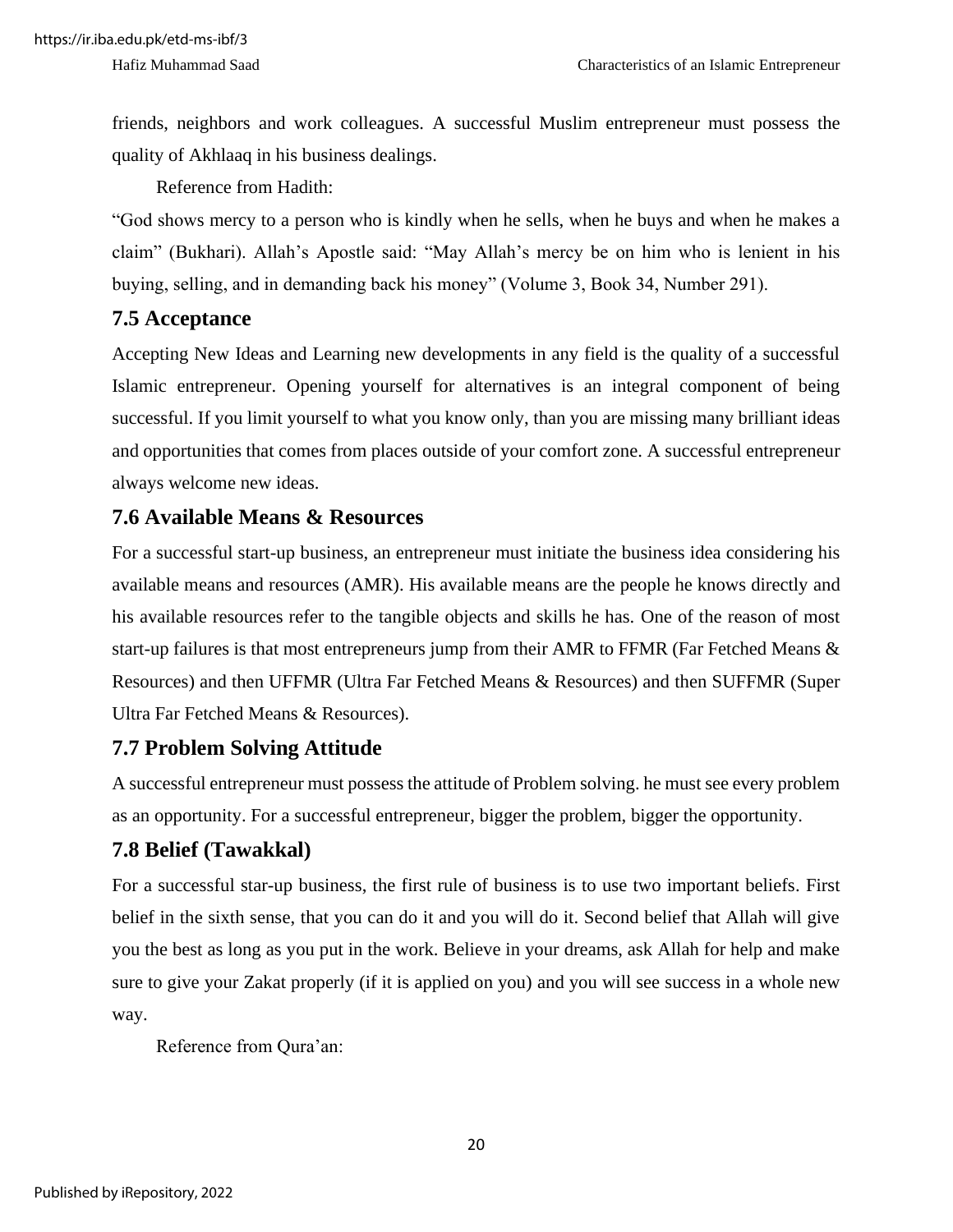friends, neighbors and work colleagues. A successful Muslim entrepreneur must possess the quality of Akhlaaq in his business dealings.

Reference from Hadith:

"God shows mercy to a person who is kindly when he sells, when he buys and when he makes a claim" (Bukhari). Allah's Apostle said: "May Allah's mercy be on him who is lenient in his buying, selling, and in demanding back his money" (Volume 3, Book 34, Number 291).

## 7.5 Acceptance

Accepting New Ideas and Learning new developments in any field is the quality of a successful Islamic entrepreneur. Opening yourself for alternatives is an integral component of being successful. If you limit yourself to what you know only, than you are missing many brilliant ideas and opportunities that comes from places outside of your comfort zone. A successful entrepreneur always welcome new ideas.

## 7.6 Available Means & Resources

For a successful start-up business, an entrepreneur must initiate the business idea considering his available means and resources (AMR). His available means are the people he knows directly and his available resources refer to the tangible objects and skills he has. One of the reason of most start-up failures is that most entrepreneurs jump from their AMR to FFMR (Far Fetched Means & Resources) and then UFFMR (Ultra Far Fetched Means & Resources) and then SUFFMR (Super Ultra Far Fetched Means & Resources).

## 7.7 Problem Solving Attitude

A successful entrepreneur must possess the attitude of Problem solving. he must see every problem as an opportunity. For a successful entrepreneur, bigger the problem, bigger the opportunity.

## 7.8 Belief (Tawakkal)

For a successful star-up business, the first rule of business is to use two important beliefs. First belief in the sixth sense, that you can do it and you will do it. Second belief that Allah will give you the best as long as you put in the work. Believe in your dreams, ask Allah for help and make sure to give your Zakat properly (if it is applied on you) and you will see success in a whole new way.

Reference from Qura'an: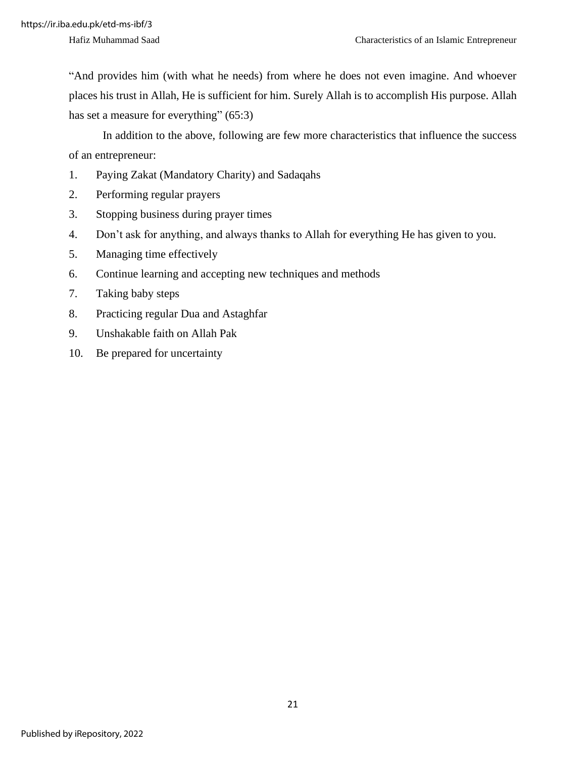"And provides him (with what he needs) from where he does not even imagine. And whoever places his trust in Allah, He is sufficient for him. Surely Allah is to accomplish His purpose. Allah has set a measure for everything" (65:3)

In addition to the above, following are few more characteristics that influence the success of an entrepreneur:

1. Paying Zakat (Mandatory Charity) and Sadaqahs
2. Performing regular prayers
3. Stopping business during prayer times
4. Don't ask for anything, and always thanks to Allah for everything He has given to you.
5. Managing time effectively
6. Continue learning and accepting new techniques and methods
7. Taking baby steps
8. Practicing regular Dua and Astaghfar
9. Unshakable faith on Allah Pak
10. Be prepared for uncertainty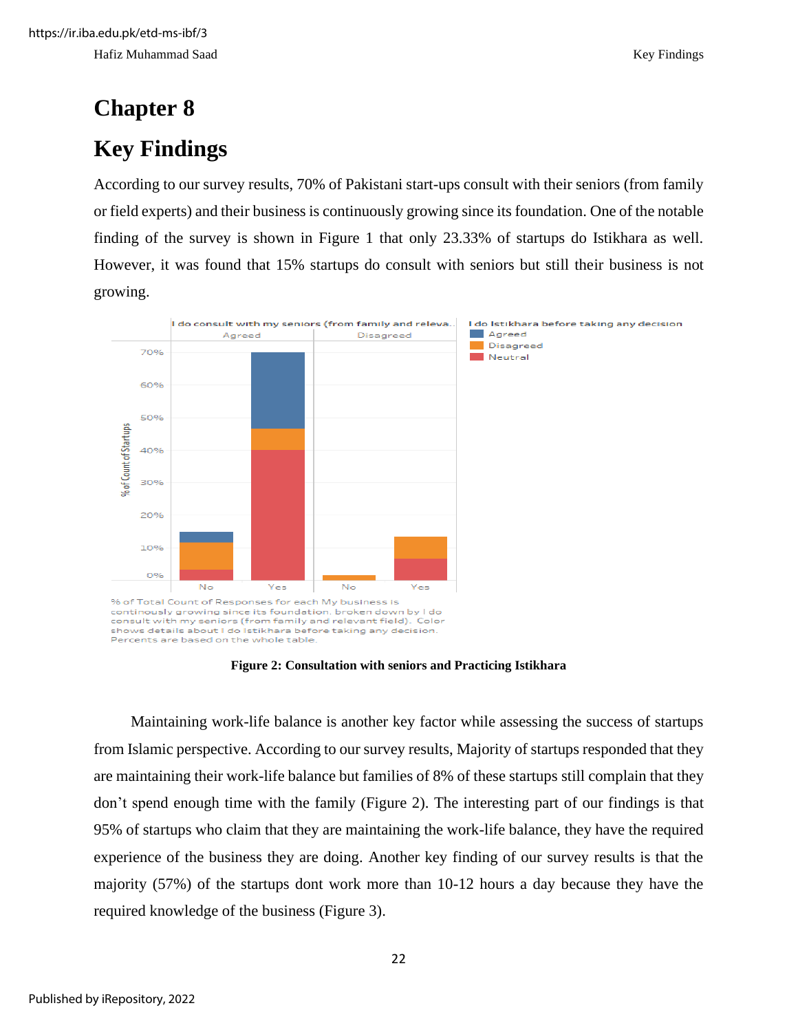# Chapter 8

# Key Findings

According to our survey results, 70% of Pakistani start-ups consult with their seniors (from family or field experts) and their business is continuously growing since its foundation. One of the notable finding of the survey is shown in Figure 1 that only 23.33% of startups do Istikhara as well. However, it was found that 15% startups do consult with seniors but still their business is not growing.

% of Total Count of Responses for each My business is continously growing since its foundation. broken down by I do consult with my seniors (from family and relevant field). Color shows details about I do Istikhara before taking any decision. Percents are based on the whole table.

**Figure 2: Consultation with seniors and Practicing Istikhara**

Maintaining work-life balance is another key factor while assessing the success of startups from Islamic perspective. According to our survey results, Majority of startups responded that they are maintaining their work-life balance but families of 8% of these startups still complain that they don't spend enough time with the family (Figure 2). The interesting part of our findings is that 95% of startups who claim that they are maintaining the work-life balance, they have the required experience of the business they are doing. Another key finding of our survey results is that the majority (57%) of the startups dont work more than 10-12 hours a day because they have the required knowledge of the business (Figure 3).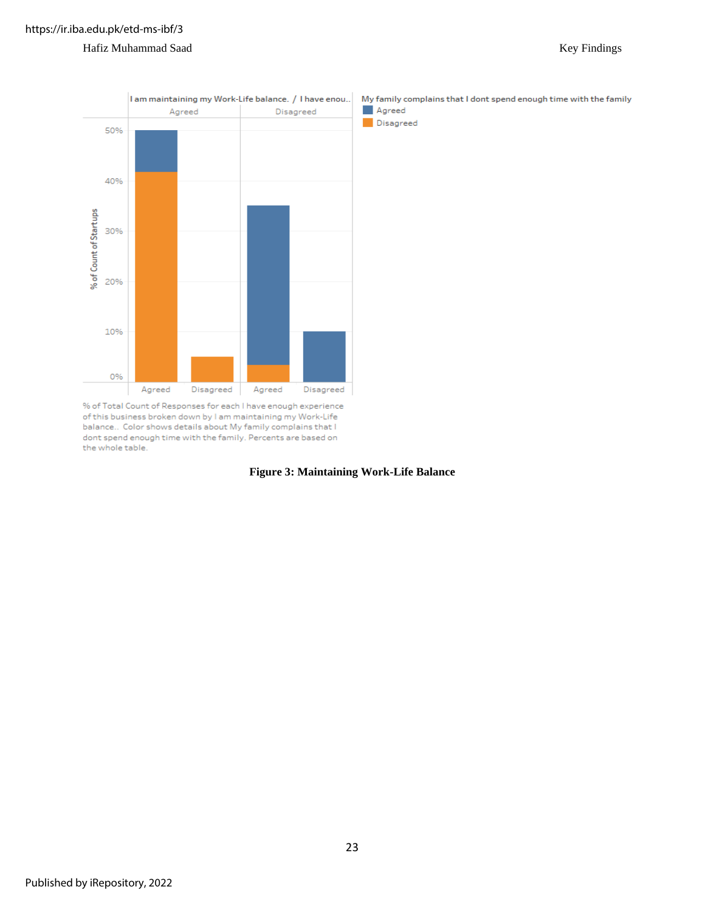I am maintaining my Work-Life balance. / I have enou..

| | Agreed | | Disagreed | |
|---|---|---|---|---|
| | Agreed | Disagreed | Agreed | Disagreed |

My family complains that I dont spend enough time with the family
- Agreed
- Disagreed

% of Total Count of Responses for each I have enough experience of this business broken down by I am maintaining my Work-Life balance.. Color shows details about My family complains that I dont spend enough time with the family. Percents are based on the whole table.

**Figure 3: Maintaining Work-Life Balance**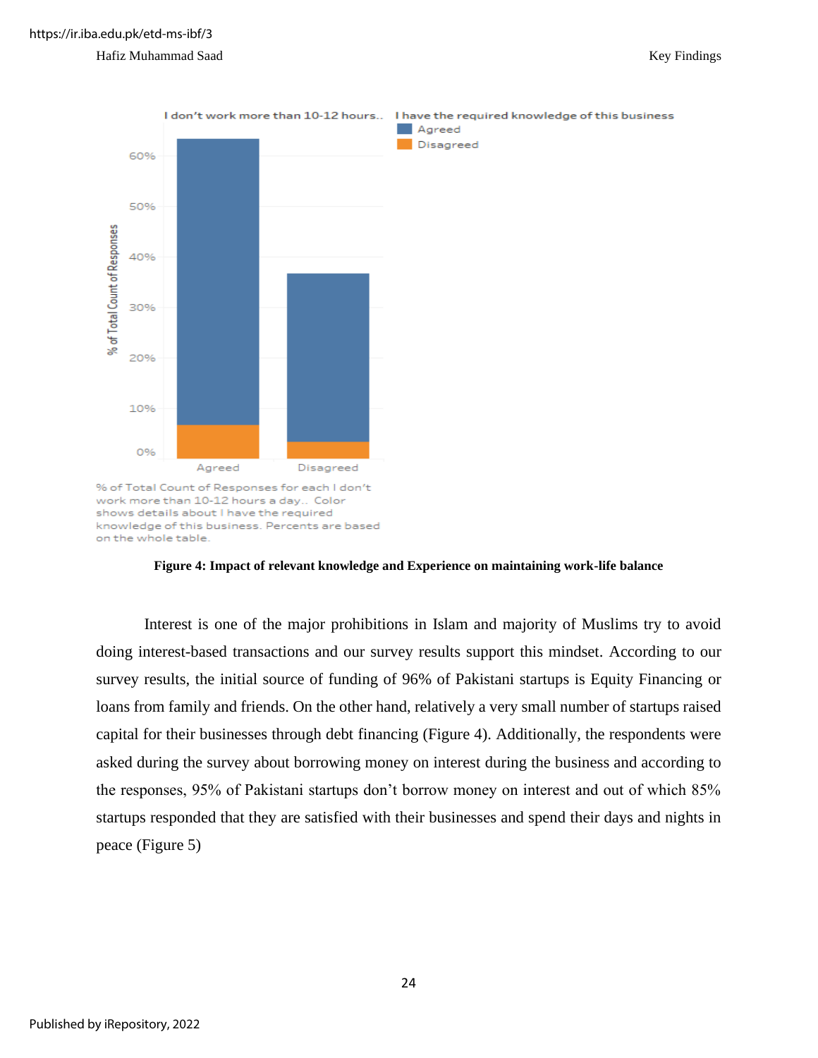I don't work more than 10-12 hours.. I have the required knowledge of this business

% of Total Count of Responses for each I don't work more than 10-12 hours a day.. Color shows details about I have the required knowledge of this business. Percents are based on the whole table.

**Figure 4: Impact of relevant knowledge and Experience on maintaining work-life balance**

Interest is one of the major prohibitions in Islam and majority of Muslims try to avoid doing interest-based transactions and our survey results support this mindset. According to our survey results, the initial source of funding of 96% of Pakistani startups is Equity Financing or loans from family and friends. On the other hand, relatively a very small number of startups raised capital for their businesses through debt financing (Figure 4). Additionally, the respondents were asked during the survey about borrowing money on interest during the business and according to the responses, 95% of Pakistani startups don't borrow money on interest and out of which 85% startups responded that they are satisfied with their businesses and spend their days and nights in peace (Figure 5)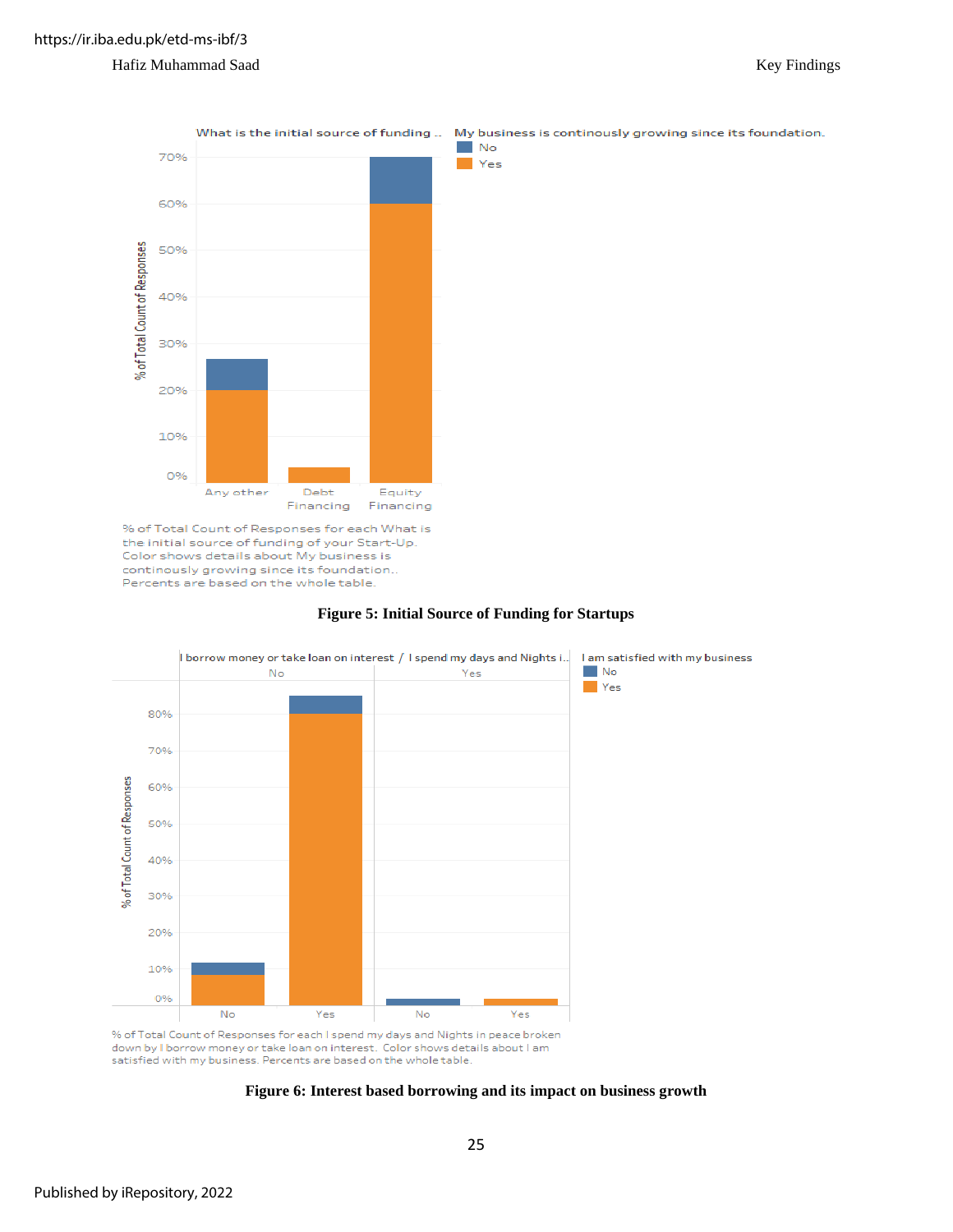What is the initial source of funding ... | My business is continously growing since its foundation.

% of Total Count of Responses for each What is the initial source of funding of your Start-Up. Color shows details about My business is continously growing since its foundation.. Percents are based on the whole table.

**Figure 5: Initial Source of Funding for Startups**

I borrow money or take loan on interest / I spend my days and Nights i... | I am satisfied with my business

% of Total Count of Responses for each I spend my days and Nights in peace broken down by I borrow money or take loan on interest. Color shows details about I am satisfied with my business. Percents are based on the whole table.

**Figure 6: Interest based borrowing and its impact on business growth**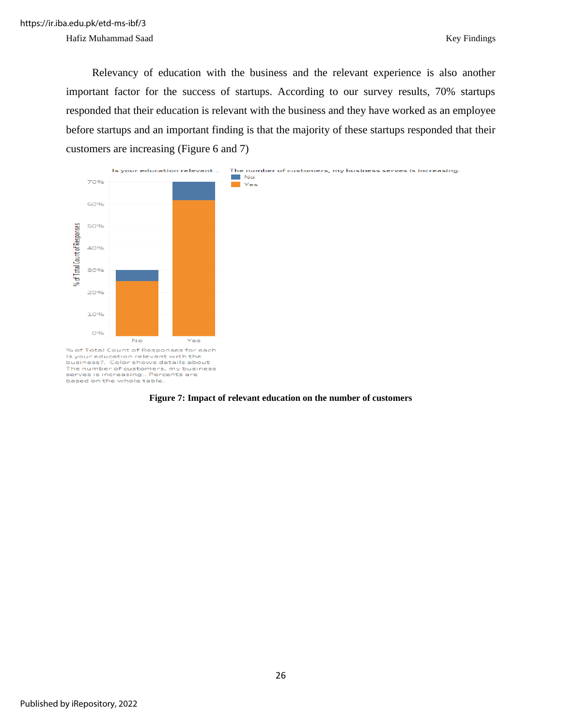Relevancy of education with the business and the relevant experience is also another important factor for the success of startups. According to our survey results, 70% startups responded that their education is relevant with the business and they have worked as an employee before startups and an important finding is that the majority of these startups responded that their customers are increasing (Figure 6 and 7)

**Figure 7: Impact of relevant education on the number of customers**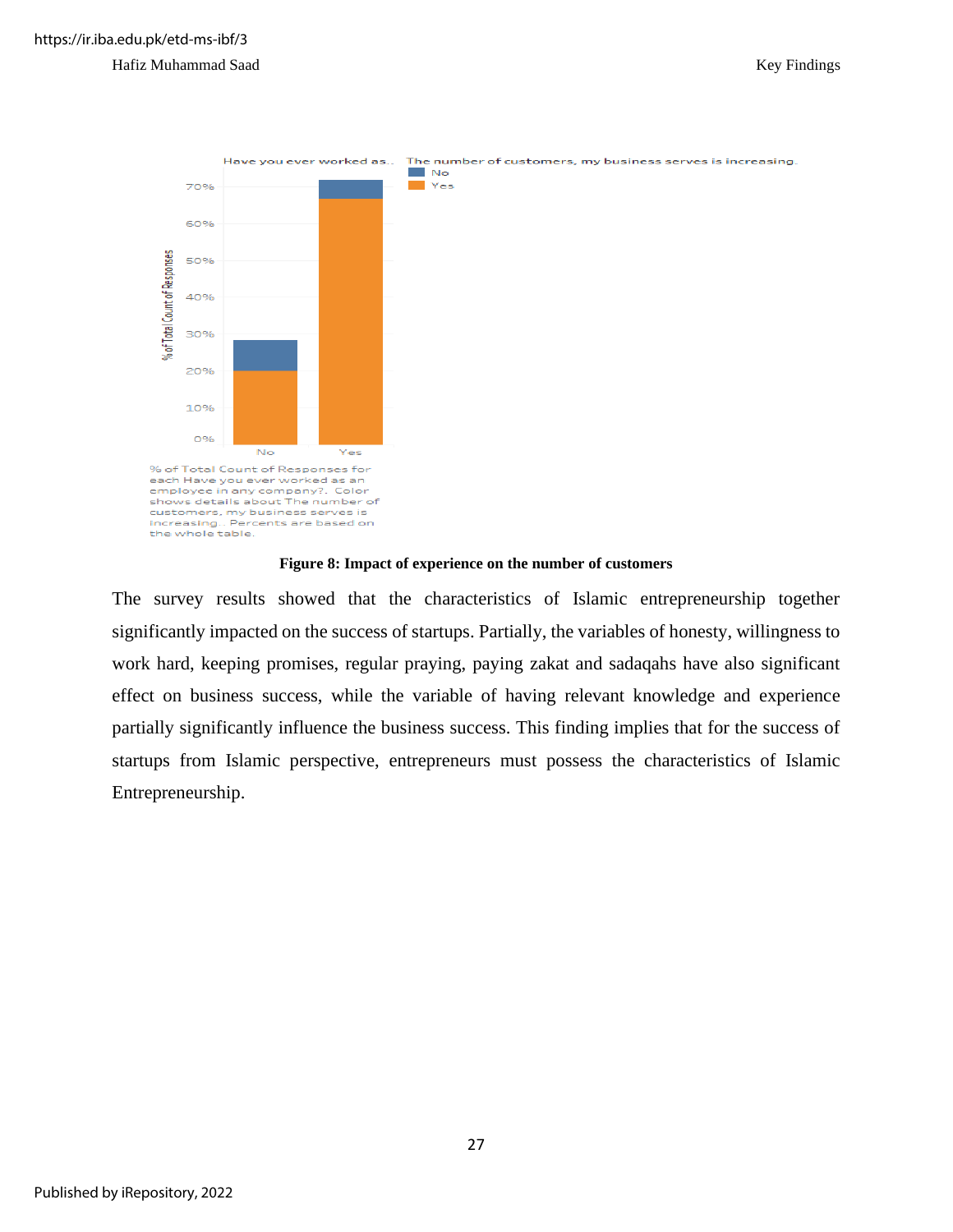**Figure 8: Impact of experience on the number of customers**

The survey results showed that the characteristics of Islamic entrepreneurship together significantly impacted on the success of startups. Partially, the variables of honesty, willingness to work hard, keeping promises, regular praying, paying zakat and sadaqahs have also significant effect on business success, while the variable of having relevant knowledge and experience partially significantly influence the business success. This finding implies that for the success of startups from Islamic perspective, entrepreneurs must possess the characteristics of Islamic Entrepreneurship.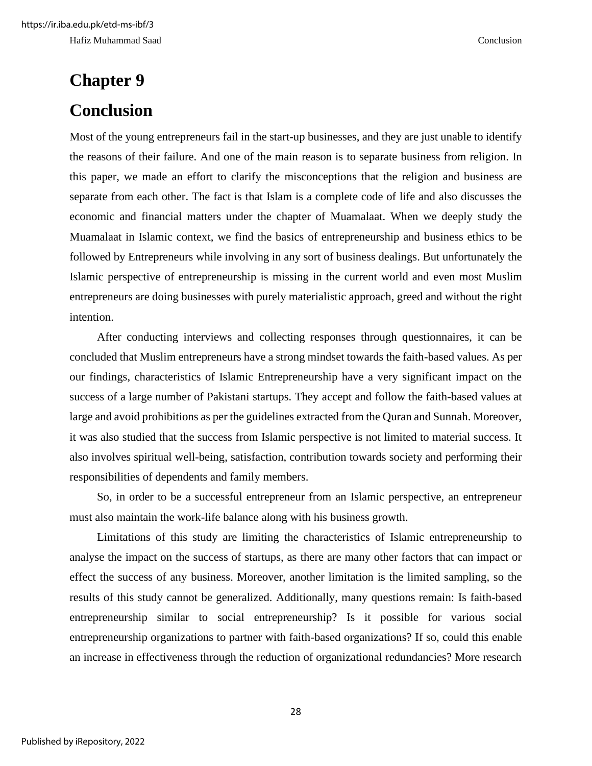# Chapter 9

# Conclusion

Most of the young entrepreneurs fail in the start-up businesses, and they are just unable to identify the reasons of their failure. And one of the main reason is to separate business from religion. In this paper, we made an effort to clarify the misconceptions that the religion and business are separate from each other. The fact is that Islam is a complete code of life and also discusses the economic and financial matters under the chapter of Muamalaat. When we deeply study the Muamalaat in Islamic context, we find the basics of entrepreneurship and business ethics to be followed by Entrepreneurs while involving in any sort of business dealings. But unfortunately the Islamic perspective of entrepreneurship is missing in the current world and even most Muslim entrepreneurs are doing businesses with purely materialistic approach, greed and without the right intention.

After conducting interviews and collecting responses through questionnaires, it can be concluded that Muslim entrepreneurs have a strong mindset towards the faith-based values. As per our findings, characteristics of Islamic Entrepreneurship have a very significant impact on the success of a large number of Pakistani startups. They accept and follow the faith-based values at large and avoid prohibitions as per the guidelines extracted from the Quran and Sunnah. Moreover, it was also studied that the success from Islamic perspective is not limited to material success. It also involves spiritual well-being, satisfaction, contribution towards society and performing their responsibilities of dependents and family members.

So, in order to be a successful entrepreneur from an Islamic perspective, an entrepreneur must also maintain the work-life balance along with his business growth.

Limitations of this study are limiting the characteristics of Islamic entrepreneurship to analyse the impact on the success of startups, as there are many other factors that can impact or effect the success of any business. Moreover, another limitation is the limited sampling, so the results of this study cannot be generalized. Additionally, many questions remain: Is faith-based entrepreneurship similar to social entrepreneurship? Is it possible for various social entrepreneurship organizations to partner with faith-based organizations? If so, could this enable an increase in effectiveness through the reduction of organizational redundancies? More research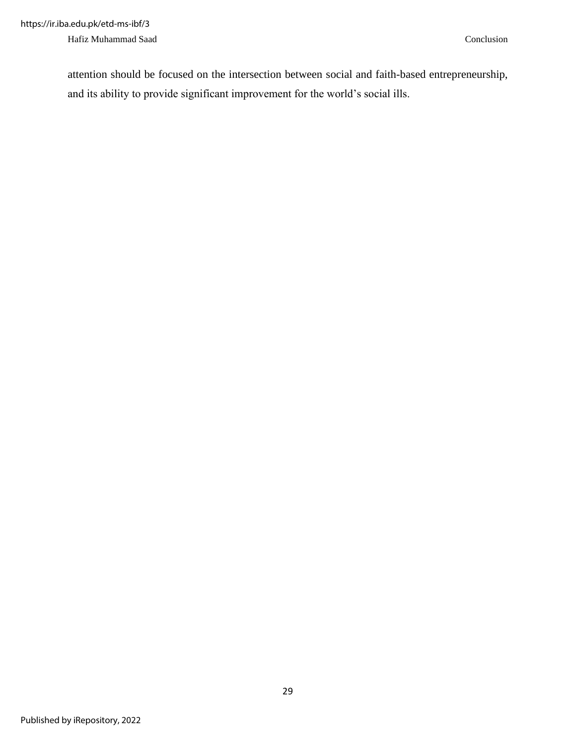attention should be focused on the intersection between social and faith-based entrepreneurship, and its ability to provide significant improvement for the world's social ills.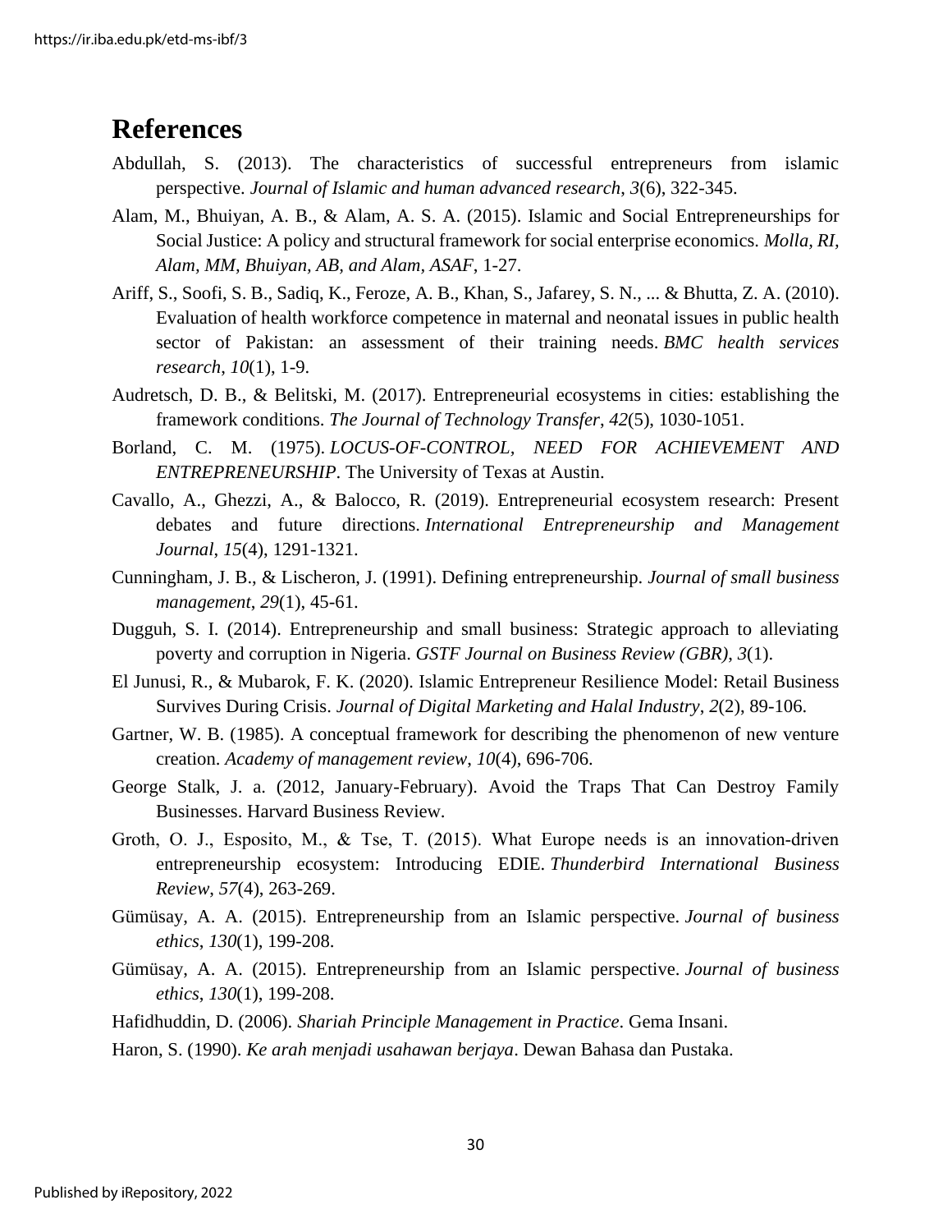# References

Abdullah, S. (2013). The characteristics of successful entrepreneurs from islamic perspective. *Journal of Islamic and human advanced research*, *3*(6), 322-345.

Alam, M., Bhuiyan, A. B., & Alam, A. S. A. (2015). Islamic and Social Entrepreneurships for Social Justice: A policy and structural framework for social enterprise economics. *Molla, RI, Alam, MM, Bhuiyan, AB, and Alam, ASAF*, 1-27.

Ariff, S., Soofi, S. B., Sadiq, K., Feroze, A. B., Khan, S., Jafarey, S. N., ... & Bhutta, Z. A. (2010). Evaluation of health workforce competence in maternal and neonatal issues in public health sector of Pakistan: an assessment of their training needs. *BMC health services research*, *10*(1), 1-9.

Audretsch, D. B., & Belitski, M. (2017). Entrepreneurial ecosystems in cities: establishing the framework conditions. *The Journal of Technology Transfer*, *42*(5), 1030-1051.

Borland, C. M. (1975). *LOCUS-OF-CONTROL, NEED FOR ACHIEVEMENT AND ENTREPRENEURSHIP*. The University of Texas at Austin.

Cavallo, A., Ghezzi, A., & Balocco, R. (2019). Entrepreneurial ecosystem research: Present debates and future directions. *International Entrepreneurship and Management Journal*, *15*(4), 1291-1321.

Cunningham, J. B., & Lischeron, J. (1991). Defining entrepreneurship. *Journal of small business management*, *29*(1), 45-61.

Dugguh, S. I. (2014). Entrepreneurship and small business: Strategic approach to alleviating poverty and corruption in Nigeria. *GSTF Journal on Business Review (GBR)*, *3*(1).

El Junusi, R., & Mubarok, F. K. (2020). Islamic Entrepreneur Resilience Model: Retail Business Survives During Crisis. *Journal of Digital Marketing and Halal Industry*, *2*(2), 89-106.

Gartner, W. B. (1985). A conceptual framework for describing the phenomenon of new venture creation. *Academy of management review*, *10*(4), 696-706.

George Stalk, J. a. (2012, January-February). Avoid the Traps That Can Destroy Family Businesses. Harvard Business Review.

Groth, O. J., Esposito, M., & Tse, T. (2015). What Europe needs is an innovation-driven entrepreneurship ecosystem: Introducing EDIE. *Thunderbird International Business Review*, *57*(4), 263-269.

Gümüsay, A. A. (2015). Entrepreneurship from an Islamic perspective. *Journal of business ethics*, *130*(1), 199-208.

Gümüsay, A. A. (2015). Entrepreneurship from an Islamic perspective. *Journal of business ethics*, *130*(1), 199-208.

Hafidhuddin, D. (2006). *Shariah Principle Management in Practice*. Gema Insani.

Haron, S. (1990). *Ke arah menjadi usahawan berjaya*. Dewan Bahasa dan Pustaka.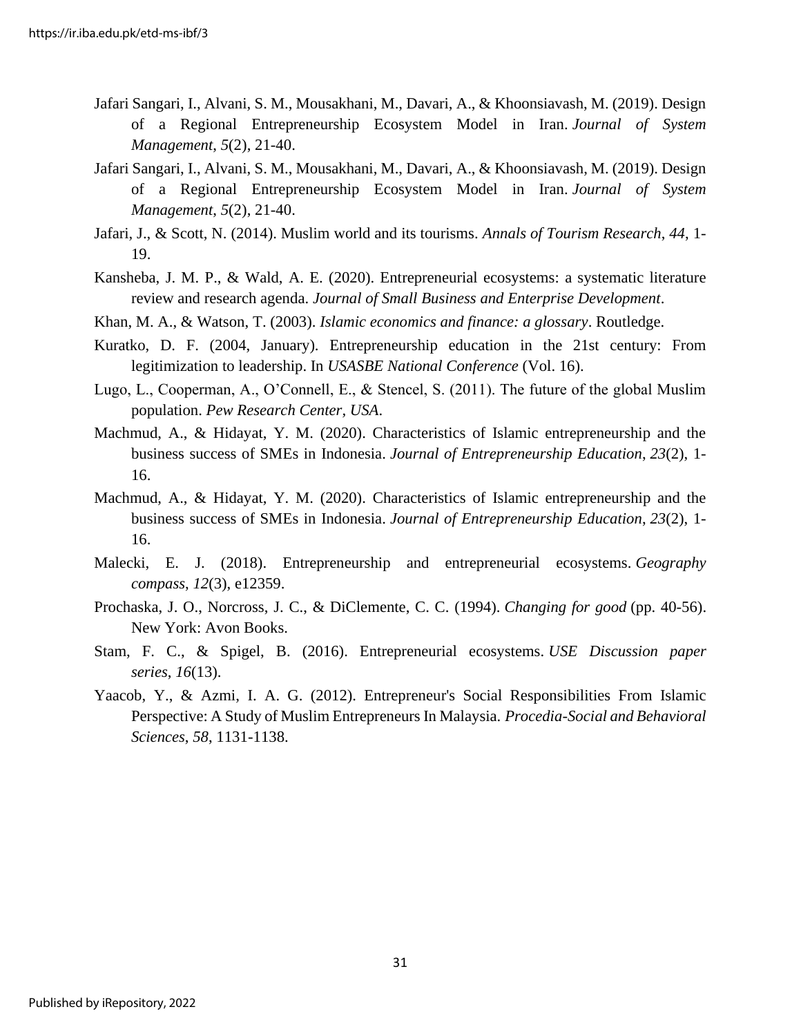Jafari Sangari, I., Alvani, S. M., Mousakhani, M., Davari, A., & Khoonsiavash, M. (2019). Design of a Regional Entrepreneurship Ecosystem Model in Iran. *Journal of System Management*, *5*(2), 21-40.

Jafari Sangari, I., Alvani, S. M., Mousakhani, M., Davari, A., & Khoonsiavash, M. (2019). Design of a Regional Entrepreneurship Ecosystem Model in Iran. *Journal of System Management*, *5*(2), 21-40.

Jafari, J., & Scott, N. (2014). Muslim world and its tourisms. *Annals of Tourism Research*, *44*, 1-19.

Kansheba, J. M. P., & Wald, A. E. (2020). Entrepreneurial ecosystems: a systematic literature review and research agenda. *Journal of Small Business and Enterprise Development*.

Khan, M. A., & Watson, T. (2003). *Islamic economics and finance: a glossary*. Routledge.

Kuratko, D. F. (2004, January). Entrepreneurship education in the 21st century: From legitimization to leadership. In *USASBE National Conference* (Vol. 16).

Lugo, L., Cooperman, A., O'Connell, E., & Stencel, S. (2011). The future of the global Muslim population. *Pew Research Center, USA*.

Machmud, A., & Hidayat, Y. M. (2020). Characteristics of Islamic entrepreneurship and the business success of SMEs in Indonesia. *Journal of Entrepreneurship Education*, *23*(2), 1-16.

Machmud, A., & Hidayat, Y. M. (2020). Characteristics of Islamic entrepreneurship and the business success of SMEs in Indonesia. *Journal of Entrepreneurship Education*, *23*(2), 1-16.

Malecki, E. J. (2018). Entrepreneurship and entrepreneurial ecosystems. *Geography compass*, *12*(3), e12359.

Prochaska, J. O., Norcross, J. C., & DiClemente, C. C. (1994). *Changing for good* (pp. 40-56). New York: Avon Books.

Stam, F. C., & Spigel, B. (2016). Entrepreneurial ecosystems. *USE Discussion paper series*, *16*(13).

Yaacob, Y., & Azmi, I. A. G. (2012). Entrepreneur's Social Responsibilities From Islamic Perspective: A Study of Muslim Entrepreneurs In Malaysia. *Procedia-Social and Behavioral Sciences*, *58*, 1131-1138.